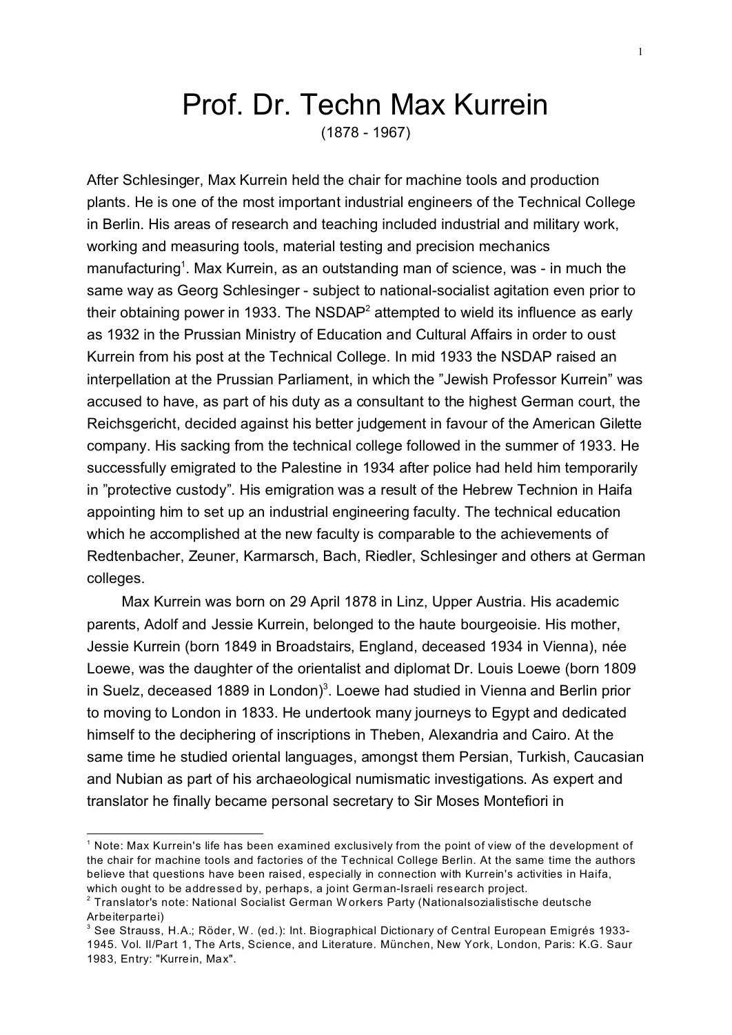# Prof. Dr. Techn Max Kurrein

(1878 - 1967)

After Schlesinger, Max Kurrein held the chair for machine tools and production plants. He is one of the most important industrial engineers of the Technical College in Berlin. His areas of research and teaching included industrial and military work, working and measuring tools, material testing and precision mechanics manufacturing[1]. Max Kurrein, as an outstanding man of science, was - in much the same way as Georg Schlesinger - subject to national-socialist agitation even prior to their obtaining power in 1933. The NSDAP[2] attempted to wield its influence as early as 1932 in the Prussian Ministry of Education and Cultural Affairs in order to oust Kurrein from his post at the Technical College. In mid 1933 the NSDAP raised an interpellation at the Prussian Parliament, in which the "Jewish Professor Kurrein" was accused to have, as part of his duty as a consultant to the highest German court, the Reichsgericht, decided against his better judgement in favour of the American Gilette company. His sacking from the technical college followed in the summer of 1933. He successfully emigrated to the Palestine in 1934 after police had held him temporarily in "protective custody". His emigration was a result of the Hebrew Technion in Haifa appointing him to set up an industrial engineering faculty. The technical education which he accomplished at the new faculty is comparable to the achievements of Redtenbacher, Zeuner, Karmarsch, Bach, Riedler, Schlesinger and others at German colleges.

Max Kurrein was born on 29 April 1878 in Linz, Upper Austria. His academic parents, Adolf and Jessie Kurrein, belonged to the haute bourgeoisie. His mother, Jessie Kurrein (born 1849 in Broadstairs, England, deceased 1934 in Vienna), née Loewe, was the daughter of the orientalist and diplomat Dr. Louis Loewe (born 1809 in Suelz, deceased 1889 in London)[3]. Loewe had studied in Vienna and Berlin prior to moving to London in 1833. He undertook many journeys to Egypt and dedicated himself to the deciphering of inscriptions in Theben, Alexandria and Cairo. At the same time he studied oriental languages, amongst them Persian, Turkish, Caucasian and Nubian as part of his archaeological numismatic investigations. As expert and translator he finally became personal secretary to Sir Moses Montefiori in

---

[1] Note: Max Kurrein's life has been examined exclusively from the point of view of the development of the chair for machine tools and factories of the Technical College Berlin. At the same time the authors believe that questions have been raised, especially in connection with Kurrein's activities in Haifa, which ought to be addressed by, perhaps, a joint German-Israeli research project.

[2] Translator's note: National Socialist German Workers Party (Nationalsozialistische deutsche Arbeiterpartei)

[3] See Strauss, H.A.; Röder, W. (ed.): Int. Biographical Dictionary of Central European Emigrés 1933-1945. Vol. II/Part 1, The Arts, Science, and Literature. München, New York, London, Paris: K.G. Saur 1983, Entry: "Kurrein, Max".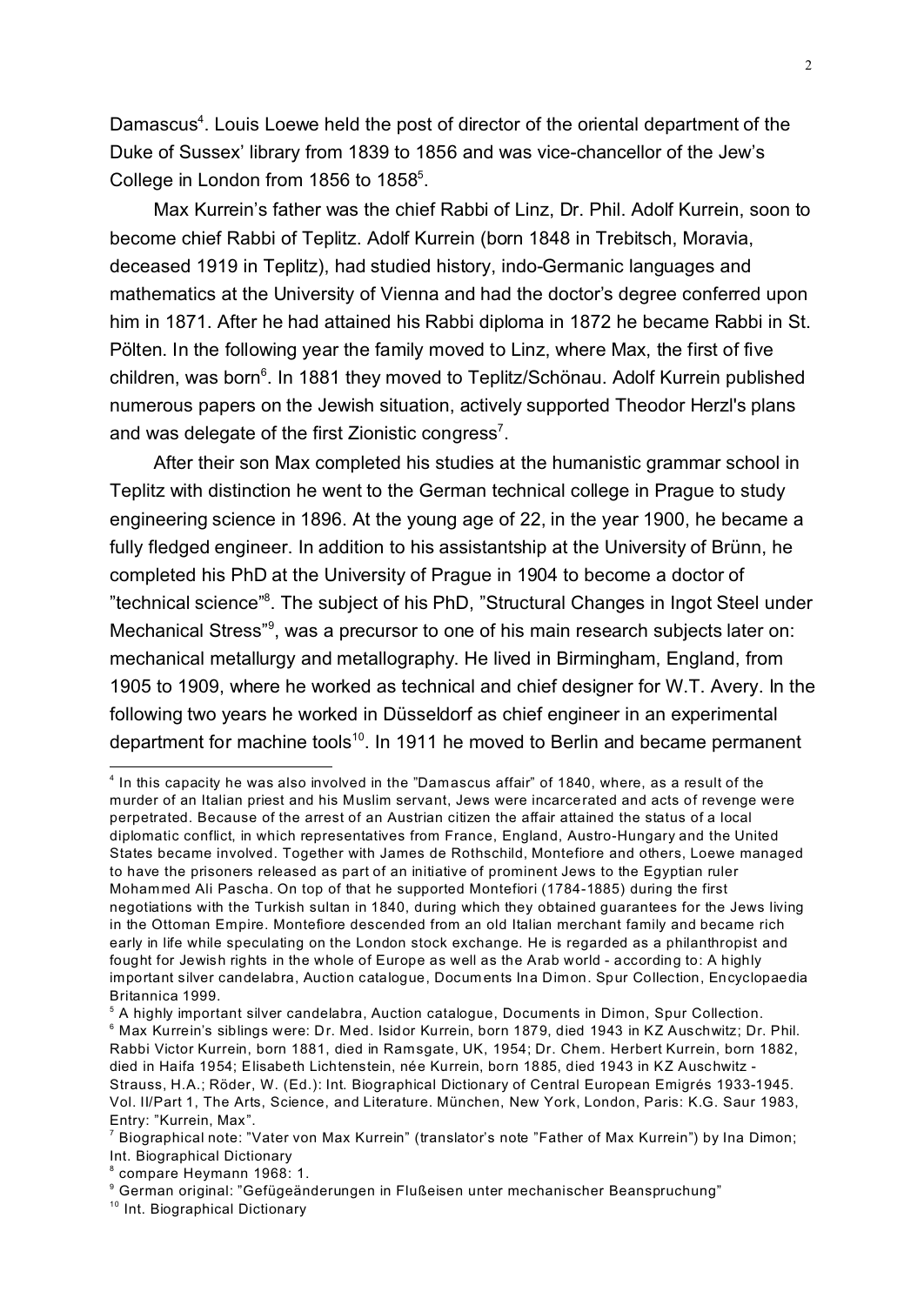Damascus[4]. Louis Loewe held the post of director of the oriental department of the Duke of Sussex' library from 1839 to 1856 and was vice-chancellor of the Jew's College in London from 1856 to 1858[5].

Max Kurrein's father was the chief Rabbi of Linz, Dr. Phil. Adolf Kurrein, soon to become chief Rabbi of Teplitz. Adolf Kurrein (born 1848 in Trebitsch, Moravia, deceased 1919 in Teplitz), had studied history, indo-Germanic languages and mathematics at the University of Vienna and had the doctor's degree conferred upon him in 1871. After he had attained his Rabbi diploma in 1872 he became Rabbi in St. Pölten. In the following year the family moved to Linz, where Max, the first of five children, was born[6]. In 1881 they moved to Teplitz/Schönau. Adolf Kurrein published numerous papers on the Jewish situation, actively supported Theodor Herzl's plans and was delegate of the first Zionistic congress[7].

After their son Max completed his studies at the humanistic grammar school in Teplitz with distinction he went to the German technical college in Prague to study engineering science in 1896. At the young age of 22, in the year 1900, he became a fully fledged engineer. In addition to his assistantship at the University of Brünn, he completed his PhD at the University of Prague in 1904 to become a doctor of "technical science"[8]. The subject of his PhD, "Structural Changes in Ingot Steel under Mechanical Stress"[9], was a precursor to one of his main research subjects later on: mechanical metallurgy and metallography. He lived in Birmingham, England, from 1905 to 1909, where he worked as technical and chief designer for W.T. Avery. In the following two years he worked in Düsseldorf as chief engineer in an experimental department for machine tools[10]. In 1911 he moved to Berlin and became permanent

---

[4] In this capacity he was also involved in the "Damascus affair" of 1840, where, as a result of the murder of an Italian priest and his Muslim servant, Jews were incarcerated and acts of revenge were perpetrated. Because of the arrest of an Austrian citizen the affair attained the status of a local diplomatic conflict, in which representatives from France, England, Austro-Hungary and the United States became involved. Together with James de Rothschild, Montefiore and others, Loewe managed to have the prisoners released as part of an initiative of prominent Jews to the Egyptian ruler Mohammed Ali Pascha. On top of that he supported Montefiori (1784-1885) during the first negotiations with the Turkish sultan in 1840, during which they obtained guarantees for the Jews living in the Ottoman Empire. Montefiore descended from an old Italian merchant family and became rich early in life while speculating on the London stock exchange. He is regarded as a philanthropist and fought for Jewish rights in the whole of Europe as well as the Arab world - according to: A highly important silver candelabra, Auction catalogue, Documents Ina Dimon. Spur Collection, Encyclopaedia Britannica 1999.

[5] A highly important silver candelabra, Auction catalogue, Documents in Dimon, Spur Collection.

[6] Max Kurrein's siblings were: Dr. Med. Isidor Kurrein, born 1879, died 1943 in KZ Auschwitz; Dr. Phil. Rabbi Victor Kurrein, born 1881, died in Ramsgate, UK, 1954; Dr. Chem. Herbert Kurrein, born 1882, died in Haifa 1954; Elisabeth Lichtenstein, née Kurrein, born 1885, died 1943 in KZ Auschwitz - Strauss, H.A.; Röder, W. (Ed.): Int. Biographical Dictionary of Central European Emigrés 1933-1945. Vol. II/Part 1, The Arts, Science, and Literature. München, New York, London, Paris: K.G. Saur 1983, Entry: "Kurrein, Max".

[7] Biographical note: "Vater von Max Kurrein" (translator's note "Father of Max Kurrein") by Ina Dimon; Int. Biographical Dictionary

[8] compare Heymann 1968: 1.

[9] German original: "Gefügeänderungen in Flußeisen unter mechanischer Beanspruchung"

[10] Int. Biographical Dictionary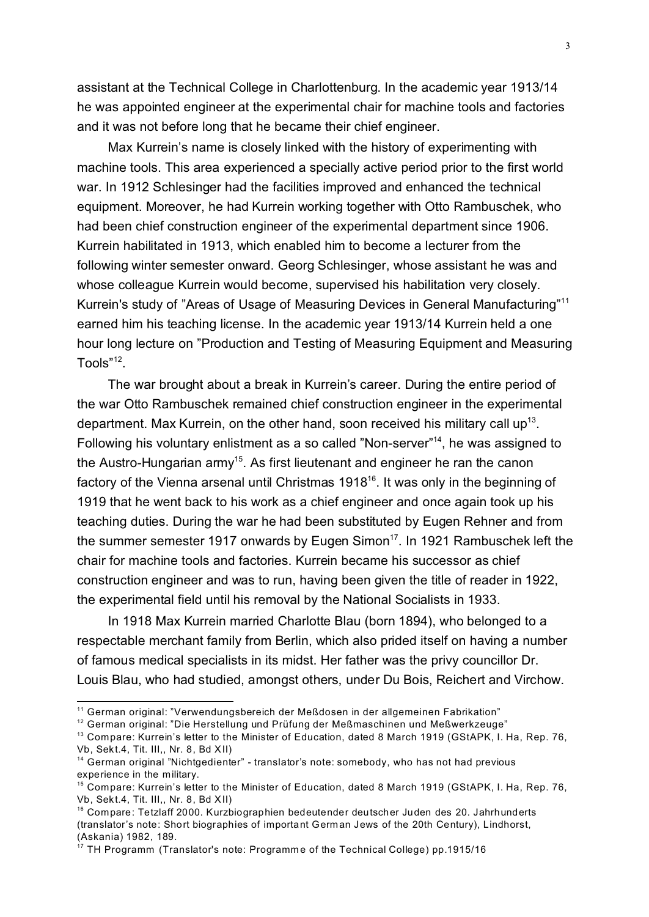assistant at the Technical College in Charlottenburg. In the academic year 1913/14 he was appointed engineer at the experimental chair for machine tools and factories and it was not before long that he became their chief engineer.

Max Kurrein's name is closely linked with the history of experimenting with machine tools. This area experienced a specially active period prior to the first world war. In 1912 Schlesinger had the facilities improved and enhanced the technical equipment. Moreover, he had Kurrein working together with Otto Rambuschek, who had been chief construction engineer of the experimental department since 1906. Kurrein habilitated in 1913, which enabled him to become a lecturer from the following winter semester onward. Georg Schlesinger, whose assistant he was and whose colleague Kurrein would become, supervised his habilitation very closely. Kurrein's study of "Areas of Usage of Measuring Devices in General Manufacturing"[11] earned him his teaching license. In the academic year 1913/14 Kurrein held a one hour long lecture on "Production and Testing of Measuring Equipment and Measuring Tools"[12].

The war brought about a break in Kurrein's career. During the entire period of the war Otto Rambuschek remained chief construction engineer in the experimental department. Max Kurrein, on the other hand, soon received his military call up[13]. Following his voluntary enlistment as a so called "Non-server"[14], he was assigned to the Austro-Hungarian army[15]. As first lieutenant and engineer he ran the canon factory of the Vienna arsenal until Christmas 1918[16]. It was only in the beginning of 1919 that he went back to his work as a chief engineer and once again took up his teaching duties. During the war he had been substituted by Eugen Rehner and from the summer semester 1917 onwards by Eugen Simon[17]. In 1921 Rambuschek left the chair for machine tools and factories. Kurrein became his successor as chief construction engineer and was to run, having been given the title of reader in 1922, the experimental field until his removal by the National Socialists in 1933.

In 1918 Max Kurrein married Charlotte Blau (born 1894), who belonged to a respectable merchant family from Berlin, which also prided itself on having a number of famous medical specialists in its midst. Her father was the privy councillor Dr. Louis Blau, who had studied, amongst others, under Du Bois, Reichert and Virchow.

---

[11] German original: "Verwendungsbereich der Meßdosen in der allgemeinen Fabrikation"

[12] German original: "Die Herstellung und Prüfung der Meßmaschinen und Meßwerkzeuge"

[13] Compare: Kurrein's letter to the Minister of Education, dated 8 March 1919 (GStAPK, I. Ha, Rep. 76, Vb, Sekt.4, Tit. III,, Nr. 8, Bd XII)

[14] German original "Nichtgedienter" - translator's note: somebody, who has not had previous experience in the military.

[15] Compare: Kurrein's letter to the Minister of Education, dated 8 March 1919 (GStAPK, I. Ha, Rep. 76, Vb, Sekt.4, Tit. III,, Nr. 8, Bd XII)

[16] Compare: Tetzlaff 2000. Kurzbiographien bedeutender deutscher Juden des 20. Jahrhunderts (translator's note: Short biographies of important German Jews of the 20th Century), Lindhorst, (Askania) 1982, 189.

[17] TH Programm (Translator's note: Programme of the Technical College) pp.1915/16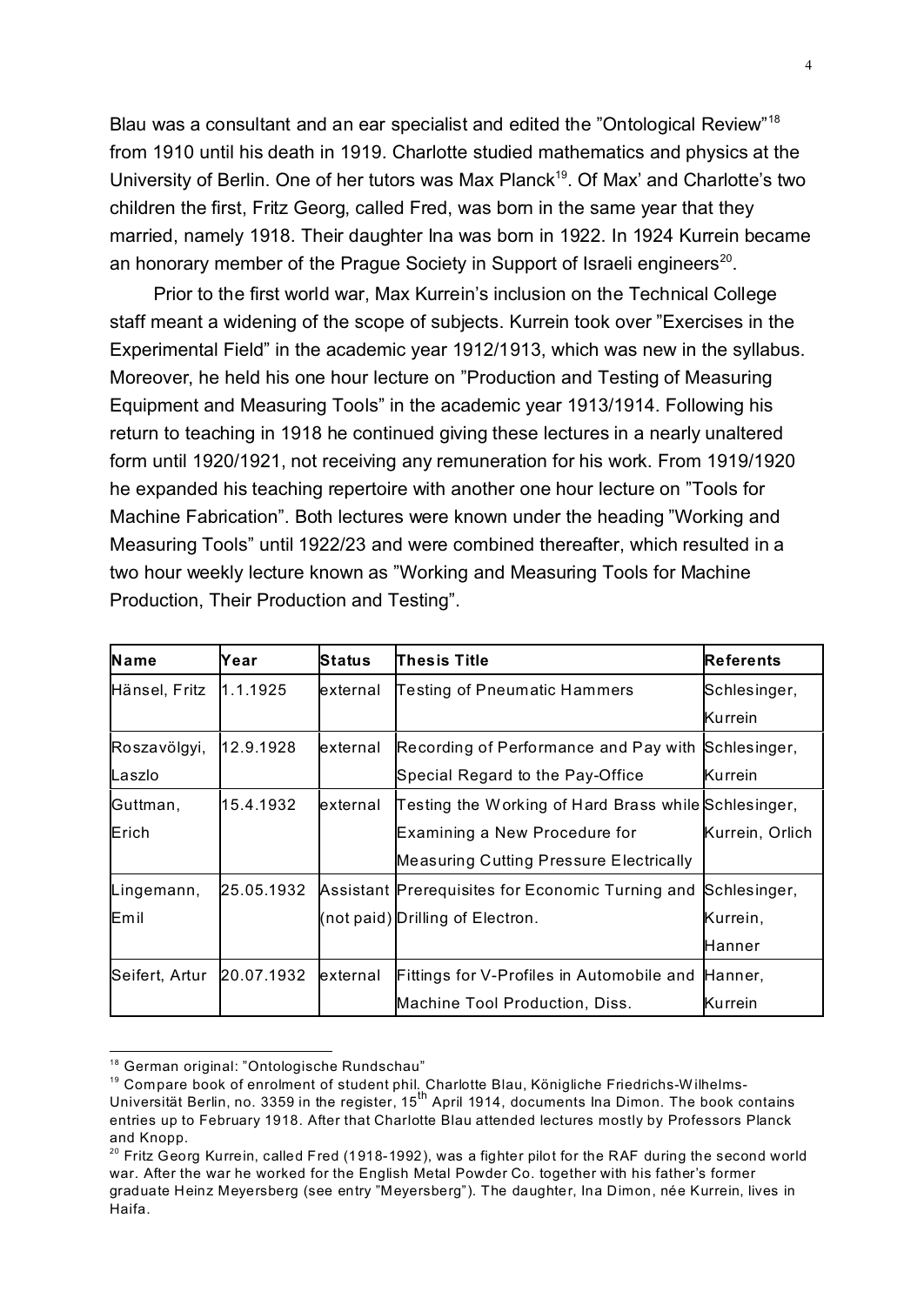Blau was a consultant and an ear specialist and edited the "Ontological Review"[18] from 1910 until his death in 1919. Charlotte studied mathematics and physics at the University of Berlin. One of her tutors was Max Planck[19]. Of Max' and Charlotte's two children the first, Fritz Georg, called Fred, was born in the same year that they married, namely 1918. Their daughter Ina was born in 1922. In 1924 Kurrein became an honorary member of the Prague Society in Support of Israeli engineers[20].

Prior to the first world war, Max Kurrein's inclusion on the Technical College staff meant a widening of the scope of subjects. Kurrein took over "Exercises in the Experimental Field" in the academic year 1912/1913, which was new in the syllabus. Moreover, he held his one hour lecture on "Production and Testing of Measuring Equipment and Measuring Tools" in the academic year 1913/1914. Following his return to teaching in 1918 he continued giving these lectures in a nearly unaltered form until 1920/1921, not receiving any remuneration for his work. From 1919/1920 he expanded his teaching repertoire with another one hour lecture on "Tools for Machine Fabrication". Both lectures were known under the heading "Working and Measuring Tools" until 1922/23 and were combined thereafter, which resulted in a two hour weekly lecture known as "Working and Measuring Tools for Machine Production, Their Production and Testing".

| Name | Year | Status | Thesis Title | Referents |
|---|---|---|---|---|
| Hänsel, Fritz | 1.1.1925 | external | Testing of Pneumatic Hammers | Schlesinger, Kurrein |
| Roszavölgyi, Laszlo | 12.9.1928 | external | Recording of Performance and Pay with Special Regard to the Pay-Office | Schlesinger, Kurrein |
| Guttman, Erich | 15.4.1932 | external | Testing the Working of Hard Brass while Examining a New Procedure for Measuring Cutting Pressure Electrically | Schlesinger, Kurrein, Orlich |
| Lingemann, Emil | 25.05.1932 | Assistant (not paid) | Prerequisites for Economic Turning and Drilling of Electron. | Schlesinger, Kurrein, Hanner |
| Seifert, Artur | 20.07.1932 | external | Fittings for V-Profiles in Automobile and Machine Tool Production, Diss. | Hanner, Kurrein |

---

[18] German original: "Ontologische Rundschau"

[19] Compare book of enrolment of student phil. Charlotte Blau, Königliche Friedrichs-Wilhelms-Universität Berlin, no. 3359 in the register, 15th April 1914, documents Ina Dimon. The book contains entries up to February 1918. After that Charlotte Blau attended lectures mostly by Professors Planck and Knopp.

[20] Fritz Georg Kurrein, called Fred (1918-1992), was a fighter pilot for the RAF during the second world war. After the war he worked for the English Metal Powder Co. together with his father's former graduate Heinz Meyersberg (see entry "Meyersberg"). The daughter, Ina Dimon, née Kurrein, lives in Haifa.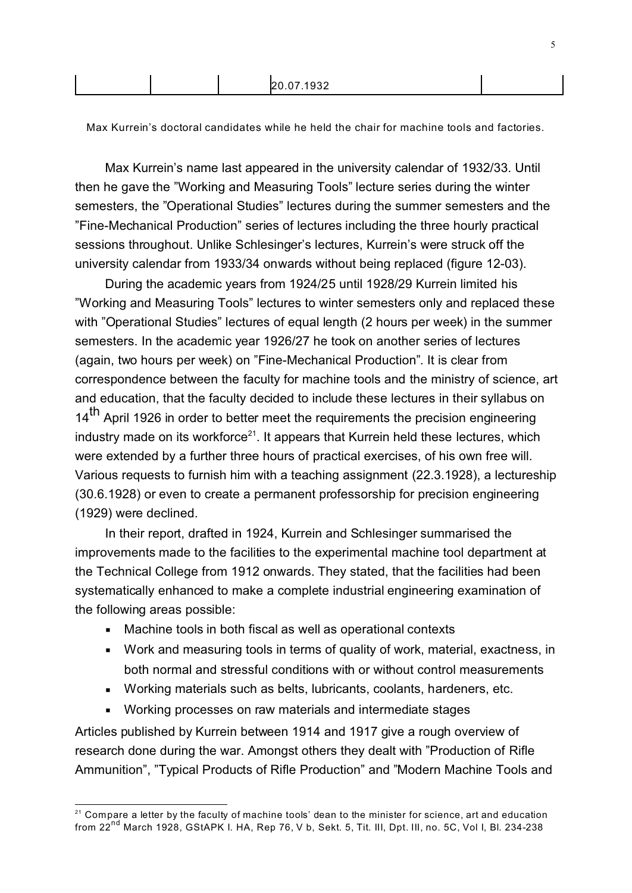| | | | 20.07.1932 | |
|---|---|---|---|---|

Max Kurrein's doctoral candidates while he held the chair for machine tools and factories.

Max Kurrein's name last appeared in the university calendar of 1932/33. Until then he gave the "Working and Measuring Tools" lecture series during the winter semesters, the "Operational Studies" lectures during the summer semesters and the "Fine-Mechanical Production" series of lectures including the three hourly practical sessions throughout. Unlike Schlesinger's lectures, Kurrein's were struck off the university calendar from 1933/34 onwards without being replaced (figure 12-03).

During the academic years from 1924/25 until 1928/29 Kurrein limited his "Working and Measuring Tools" lectures to winter semesters only and replaced these with "Operational Studies" lectures of equal length (2 hours per week) in the summer semesters. In the academic year 1926/27 he took on another series of lectures (again, two hours per week) on "Fine-Mechanical Production". It is clear from correspondence between the faculty for machine tools and the ministry of science, art and education, that the faculty decided to include these lectures in their syllabus on 14th April 1926 in order to better meet the requirements the precision engineering industry made on its workforce[21]. It appears that Kurrein held these lectures, which were extended by a further three hours of practical exercises, of his own free will. Various requests to furnish him with a teaching assignment (22.3.1928), a lectureship (30.6.1928) or even to create a permanent professorship for precision engineering (1929) were declined.

In their report, drafted in 1924, Kurrein and Schlesinger summarised the improvements made to the facilities to the experimental machine tool department at the Technical College from 1912 onwards. They stated, that the facilities had been systematically enhanced to make a complete industrial engineering examination of the following areas possible:

- Machine tools in both fiscal as well as operational contexts
- Work and measuring tools in terms of quality of work, material, exactness, in both normal and stressful conditions with or without control measurements
- Working materials such as belts, lubricants, coolants, hardeners, etc.
- Working processes on raw materials and intermediate stages

Articles published by Kurrein between 1914 and 1917 give a rough overview of research done during the war. Amongst others they dealt with "Production of Rifle Ammunition", "Typical Products of Rifle Production" and "Modern Machine Tools and

[21] Compare a letter by the faculty of machine tools' dean to the minister for science, art and education from 22nd March 1928, GStAPK I. HA, Rep 76, V b, Sekt. 5, Tit. III, Dpt. III, no. 5C, Vol I, Bl. 234-238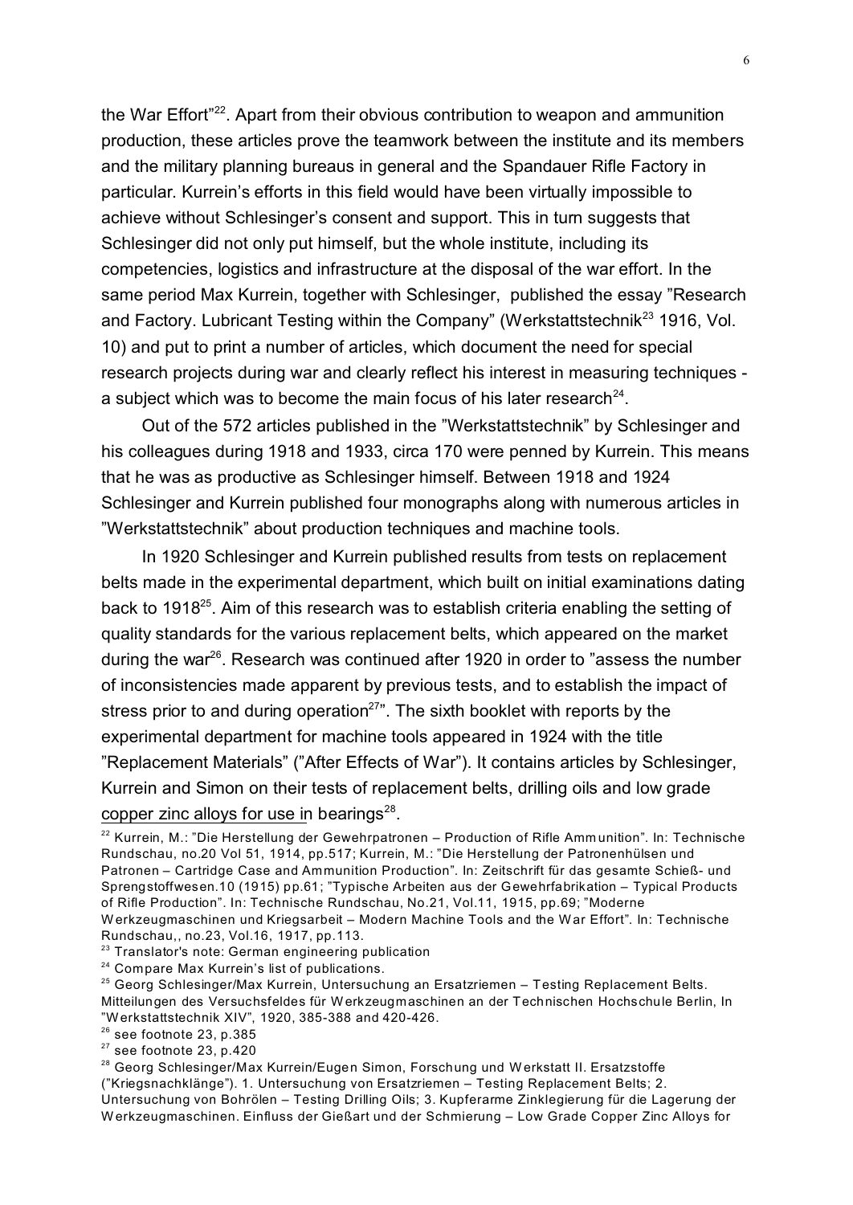the War Effort"[22]. Apart from their obvious contribution to weapon and ammunition production, these articles prove the teamwork between the institute and its members and the military planning bureaus in general and the Spandauer Rifle Factory in particular. Kurrein's efforts in this field would have been virtually impossible to achieve without Schlesinger's consent and support. This in turn suggests that Schlesinger did not only put himself, but the whole institute, including its competencies, logistics and infrastructure at the disposal of the war effort. In the same period Max Kurrein, together with Schlesinger, published the essay "Research and Factory. Lubricant Testing within the Company" (Werkstattstechnik[23] 1916, Vol. 10) and put to print a number of articles, which document the need for special research projects during war and clearly reflect his interest in measuring techniques - a subject which was to become the main focus of his later research[24].

Out of the 572 articles published in the "Werkstattstechnik" by Schlesinger and his colleagues during 1918 and 1933, circa 170 were penned by Kurrein. This means that he was as productive as Schlesinger himself. Between 1918 and 1924 Schlesinger and Kurrein published four monographs along with numerous articles in "Werkstattstechnik" about production techniques and machine tools.

In 1920 Schlesinger and Kurrein published results from tests on replacement belts made in the experimental department, which built on initial examinations dating back to 1918[25]. Aim of this research was to establish criteria enabling the setting of quality standards for the various replacement belts, which appeared on the market during the war[26]. Research was continued after 1920 in order to "assess the number of inconsistencies made apparent by previous tests, and to establish the impact of stress prior to and during operation[27]". The sixth booklet with reports by the experimental department for machine tools appeared in 1924 with the title "Replacement Materials" ("After Effects of War"). It contains articles by Schlesinger, Kurrein and Simon on their tests of replacement belts, drilling oils and low grade copper zinc alloys for use in bearings[28].

[22] Kurrein, M.: "Die Herstellung der Gewehrpatronen – Production of Rifle Ammunition". In: Technische Rundschau, no.20 Vol 51, 1914, pp.517; Kurrein, M.: "Die Herstellung der Patronenhülsen und Patronen – Cartridge Case and Ammunition Production". In: Zeitschrift für das gesamte Schieß- und Sprengstoffwesen.10 (1915) pp.61; "Typische Arbeiten aus der Gewehrfabrikation – Typical Products of Rifle Production". In: Technische Rundschau, No.21, Vol.11, 1915, pp.69; "Moderne Werkzeugmaschinen und Kriegsarbeit – Modern Machine Tools and the War Effort". In: Technische Rundschau,, no.23, Vol.16, 1917, pp.113.

[23] Translator's note: German engineering publication

[24] Compare Max Kurrein's list of publications.

[25] Georg Schlesinger/Max Kurrein, Untersuchung an Ersatzriemen – Testing Replacement Belts. Mitteilungen des Versuchsfeldes für Werkzeugmaschinen an der Technischen Hochschule Berlin, In "Werkstattstechnik XIV", 1920, 385-388 and 420-426.

[26] see footnote 23, p.385

[27] see footnote 23, p.420

[28] Georg Schlesinger/Max Kurrein/Eugen Simon, Forschung und Werkstatt II. Ersatzstoffe ("Kriegsnachklänge"). 1. Untersuchung von Ersatzriemen – Testing Replacement Belts; 2. Untersuchung von Bohrölen – Testing Drilling Oils; 3. Kupferarme Zinklegierung für die Lagerung der Werkzeugmaschinen. Einfluss der Gießart und der Schmierung – Low Grade Copper Zinc Alloys for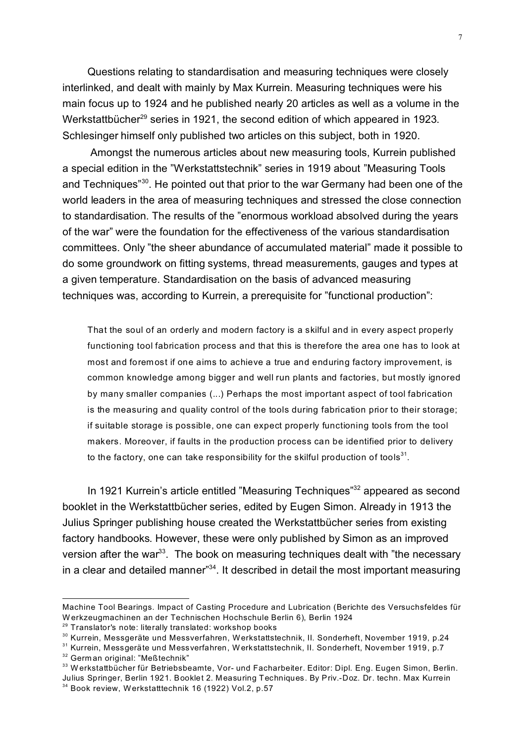Questions relating to standardisation and measuring techniques were closely interlinked, and dealt with mainly by Max Kurrein. Measuring techniques were his main focus up to 1924 and he published nearly 20 articles as well as a volume in the Werkstattbücher[29] series in 1921, the second edition of which appeared in 1923. Schlesinger himself only published two articles on this subject, both in 1920.

Amongst the numerous articles about new measuring tools, Kurrein published a special edition in the "Werkstattstechnik" series in 1919 about "Measuring Tools and Techniques"[30]. He pointed out that prior to the war Germany had been one of the world leaders in the area of measuring techniques and stressed the close connection to standardisation. The results of the "enormous workload absolved during the years of the war" were the foundation for the effectiveness of the various standardisation committees. Only "the sheer abundance of accumulated material" made it possible to do some groundwork on fitting systems, thread measurements, gauges and types at a given temperature. Standardisation on the basis of advanced measuring techniques was, according to Kurrein, a prerequisite for "functional production":

> That the soul of an orderly and modern factory is a skilful and in every aspect properly functioning tool fabrication process and that this is therefore the area one has to look at most and foremost if one aims to achieve a true and enduring factory improvement, is common knowledge among bigger and well run plants and factories, but mostly ignored by many smaller companies (...) Perhaps the most important aspect of tool fabrication is the measuring and quality control of the tools during fabrication prior to their storage; if suitable storage is possible, one can expect properly functioning tools from the tool makers. Moreover, if faults in the production process can be identified prior to delivery to the factory, one can take responsibility for the skilful production of tools[31].

In 1921 Kurrein's article entitled "Measuring Techniques"[32] appeared as second booklet in the Werkstattbücher series, edited by Eugen Simon. Already in 1913 the Julius Springer publishing house created the Werkstattbücher series from existing factory handbooks. However, these were only published by Simon as an improved version after the war[33]. The book on measuring techniques dealt with "the necessary in a clear and detailed manner"[34]. It described in detail the most important measuring

---

Machine Tool Bearings. Impact of Casting Procedure and Lubrication (Berichte des Versuchsfeldes für Werkzeugmachinen an der Technischen Hochschule Berlin 6), Berlin 1924

[29] Translator's note: literally translated: workshop books

[30] Kurrein, Messgeräte und Messverfahren, Werkstattstechnik, II. Sonderheft, November 1919, p.24

[31] Kurrein, Messgeräte und Messverfahren, Werkstattstechnik, II. Sonderheft, November 1919, p.7

[32] German original: "Meßtechnik"

[33] Werkstattbücher für Betriebsbeamte, Vor- und Facharbeiter. Editor: Dipl. Eng. Eugen Simon, Berlin. Julius Springer, Berlin 1921. Booklet 2. Measuring Techniques. By Priv.-Doz. Dr. techn. Max Kurrein

[34] Book review, Werkstatttechnik 16 (1922) Vol.2, p.57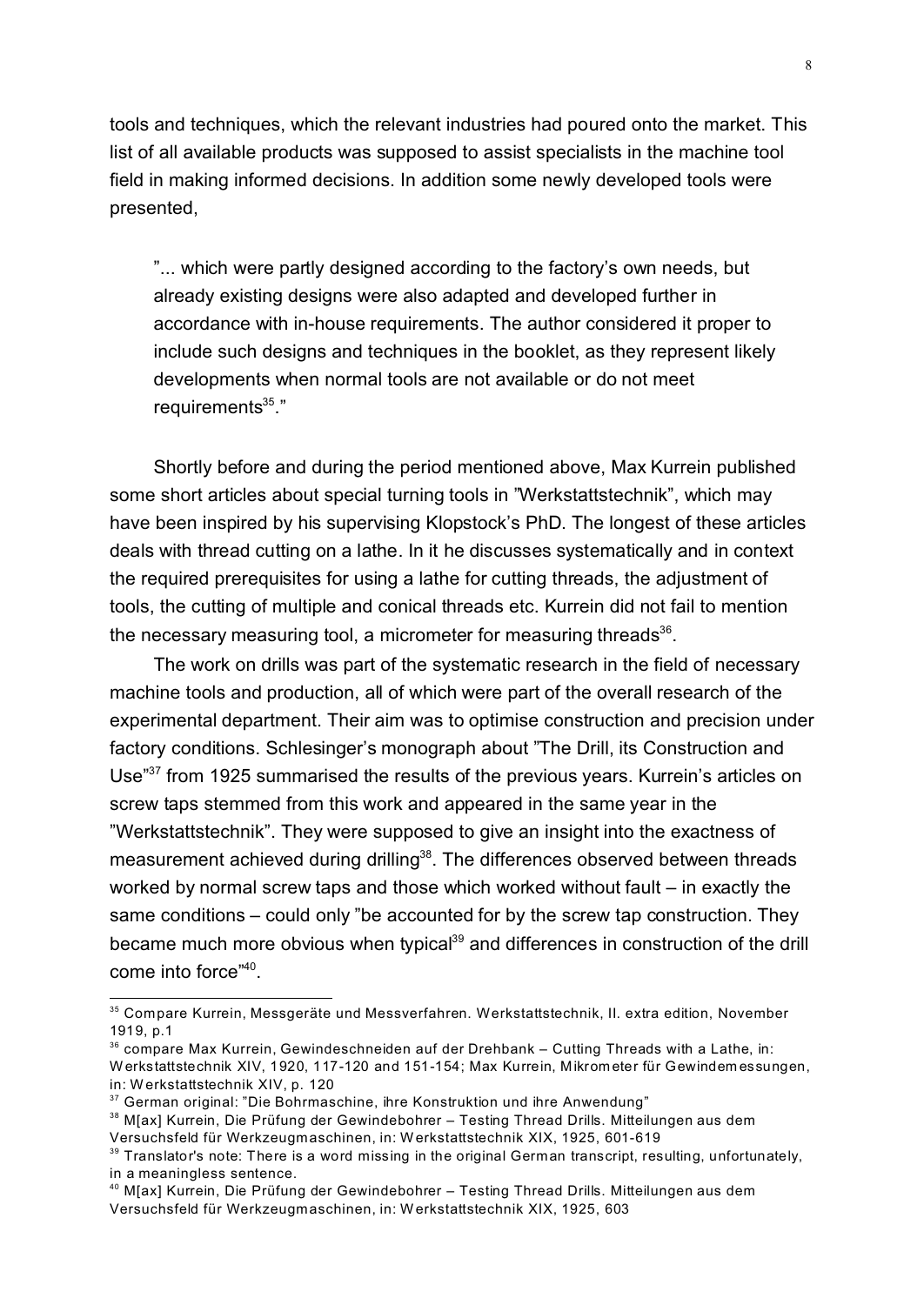tools and techniques, which the relevant industries had poured onto the market. This list of all available products was supposed to assist specialists in the machine tool field in making informed decisions. In addition some newly developed tools were presented,

> "... which were partly designed according to the factory's own needs, but already existing designs were also adapted and developed further in accordance with in-house requirements. The author considered it proper to include such designs and techniques in the booklet, as they represent likely developments when normal tools are not available or do not meet requirements[35]."

Shortly before and during the period mentioned above, Max Kurrein published some short articles about special turning tools in "Werkstattstechnik", which may have been inspired by his supervising Klopstock's PhD. The longest of these articles deals with thread cutting on a lathe. In it he discusses systematically and in context the required prerequisites for using a lathe for cutting threads, the adjustment of tools, the cutting of multiple and conical threads etc. Kurrein did not fail to mention the necessary measuring tool, a micrometer for measuring threads[36].

The work on drills was part of the systematic research in the field of necessary machine tools and production, all of which were part of the overall research of the experimental department. Their aim was to optimise construction and precision under factory conditions. Schlesinger's monograph about "The Drill, its Construction and Use"[37] from 1925 summarised the results of the previous years. Kurrein's articles on screw taps stemmed from this work and appeared in the same year in the "Werkstattstechnik". They were supposed to give an insight into the exactness of measurement achieved during drilling[38]. The differences observed between threads worked by normal screw taps and those which worked without fault – in exactly the same conditions – could only "be accounted for by the screw tap construction. They became much more obvious when typical[39] and differences in construction of the drill come into force"[40].

---

[35] Compare Kurrein, Messgeräte und Messverfahren. Werkstattstechnik, II. extra edition, November 1919, p.1

[36] compare Max Kurrein, Gewindeschneiden auf der Drehbank – Cutting Threads with a Lathe, in: Werkstattstechnik XIV, 1920, 117-120 and 151-154; Max Kurrein, Mikrometer für Gewindemessungen, in: Werkstattstechnik XIV, p. 120

[37] German original: "Die Bohrmaschine, ihre Konstruktion und ihre Anwendung"

[38] M[ax] Kurrein, Die Prüfung der Gewindebohrer – Testing Thread Drills. Mitteilungen aus dem Versuchsfeld für Werkzeugmaschinen, in: Werkstattstechnik XIX, 1925, 601-619

[39] Translator's note: There is a word missing in the original German transcript, resulting, unfortunately, in a meaningless sentence.

[40] M[ax] Kurrein, Die Prüfung der Gewindebohrer – Testing Thread Drills. Mitteilungen aus dem Versuchsfeld für Werkzeugmaschinen, in: Werkstattstechnik XIX, 1925, 603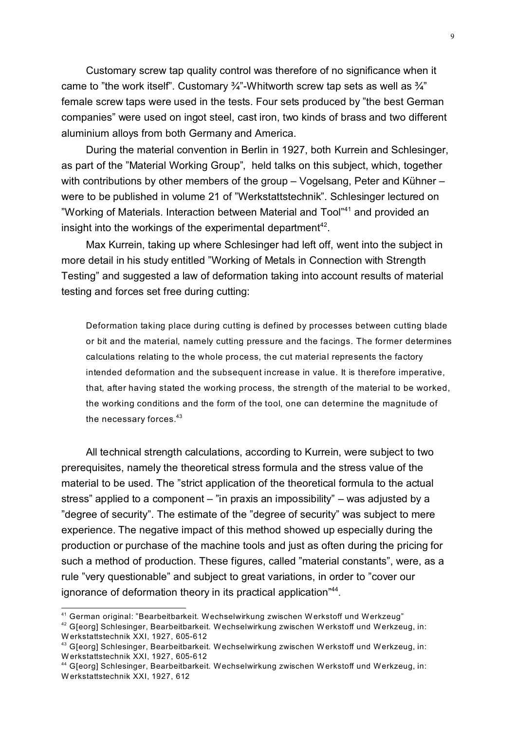Customary screw tap quality control was therefore of no significance when it came to ”the work itself”. Customary ¾”-Whitworth screw tap sets as well as ¾” female screw taps were used in the tests. Four sets produced by ”the best German companies” were used on ingot steel, cast iron, two kinds of brass and two different aluminium alloys from both Germany and America.

During the material convention in Berlin in 1927, both Kurrein and Schlesinger, as part of the ”Material Working Group”, held talks on this subject, which, together with contributions by other members of the group – Vogelsang, Peter and Kühner – were to be published in volume 21 of ”Werkstattstechnik”. Schlesinger lectured on ”Working of Materials. Interaction between Material and Tool”[41] and provided an insight into the workings of the experimental department[42].

Max Kurrein, taking up where Schlesinger had left off, went into the subject in more detail in his study entitled ”Working of Metals in Connection with Strength Testing” and suggested a law of deformation taking into account results of material testing and forces set free during cutting:

> Deformation taking place during cutting is defined by processes between cutting blade or bit and the material, namely cutting pressure and the facings. The former determines calculations relating to the whole process, the cut material represents the factory intended deformation and the subsequent increase in value. It is therefore imperative, that, after having stated the working process, the strength of the material to be worked, the working conditions and the form of the tool, one can determine the magnitude of the necessary forces.[43]

All technical strength calculations, according to Kurrein, were subject to two prerequisites, namely the theoretical stress formula and the stress value of the material to be used. The ”strict application of the theoretical formula to the actual stress” applied to a component – ”in praxis an impossibility” – was adjusted by a ”degree of security”. The estimate of the ”degree of security” was subject to mere experience. The negative impact of this method showed up especially during the production or purchase of the machine tools and just as often during the pricing for such a method of production. These figures, called ”material constants”, were, as a rule ”very questionable” and subject to great variations, in order to ”cover our ignorance of deformation theory in its practical application”[44].

---

[41] German original: ”Bearbeitbarkeit. Wechselwirkung zwischen Werkstoff und Werkzeug”

[42] G[eorg] Schlesinger, Bearbeitbarkeit. Wechselwirkung zwischen Werkstoff und Werkzeug, in: Werkstattstechnik XXI, 1927, 605-612

[43] G[eorg] Schlesinger, Bearbeitbarkeit. Wechselwirkung zwischen Werkstoff und Werkzeug, in: Werkstattstechnik XXI, 1927, 605-612

[44] G[eorg] Schlesinger, Bearbeitbarkeit. Wechselwirkung zwischen Werkstoff und Werkzeug, in: Werkstattstechnik XXI, 1927, 612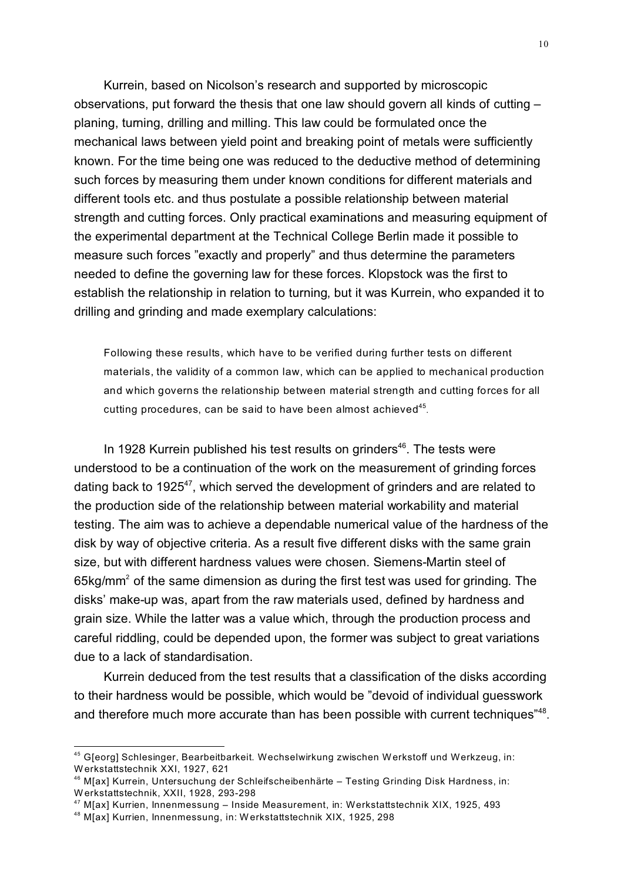Kurrein, based on Nicolson's research and supported by microscopic observations, put forward the thesis that one law should govern all kinds of cutting – planing, turning, drilling and milling. This law could be formulated once the mechanical laws between yield point and breaking point of metals were sufficiently known. For the time being one was reduced to the deductive method of determining such forces by measuring them under known conditions for different materials and different tools etc. and thus postulate a possible relationship between material strength and cutting forces. Only practical examinations and measuring equipment of the experimental department at the Technical College Berlin made it possible to measure such forces "exactly and properly" and thus determine the parameters needed to define the governing law for these forces. Klopstock was the first to establish the relationship in relation to turning, but it was Kurrein, who expanded it to drilling and grinding and made exemplary calculations:

> Following these results, which have to be verified during further tests on different materials, the validity of a common law, which can be applied to mechanical production and which governs the relationship between material strength and cutting forces for all cutting procedures, can be said to have been almost achieved[45].

In 1928 Kurrein published his test results on grinders[46]. The tests were understood to be a continuation of the work on the measurement of grinding forces dating back to 1925[47], which served the development of grinders and are related to the production side of the relationship between material workability and material testing. The aim was to achieve a dependable numerical value of the hardness of the disk by way of objective criteria. As a result five different disks with the same grain size, but with different hardness values were chosen. Siemens-Martin steel of 65kg/mm$^2$ of the same dimension as during the first test was used for grinding. The disks' make-up was, apart from the raw materials used, defined by hardness and grain size. While the latter was a value which, through the production process and careful riddling, could be depended upon, the former was subject to great variations due to a lack of standardisation.

Kurrein deduced from the test results that a classification of the disks according to their hardness would be possible, which would be "devoid of individual guesswork and therefore much more accurate than has been possible with current techniques"[48].

---

[45] G[eorg] Schlesinger, Bearbeitbarkeit. Wechselwirkung zwischen Werkstoff und Werkzeug, in: Werkstattstechnik XXI, 1927, 621

[46] M[ax] Kurrein, Untersuchung der Schleifscheibenhärte – Testing Grinding Disk Hardness, in: Werkstattstechnik, XXII, 1928, 293-298

[47] M[ax] Kurrien, Innenmessung – Inside Measurement, in: Werkstattstechnik XIX, 1925, 493

[48] M[ax] Kurrien, Innenmessung, in: Werkstattstechnik XIX, 1925, 298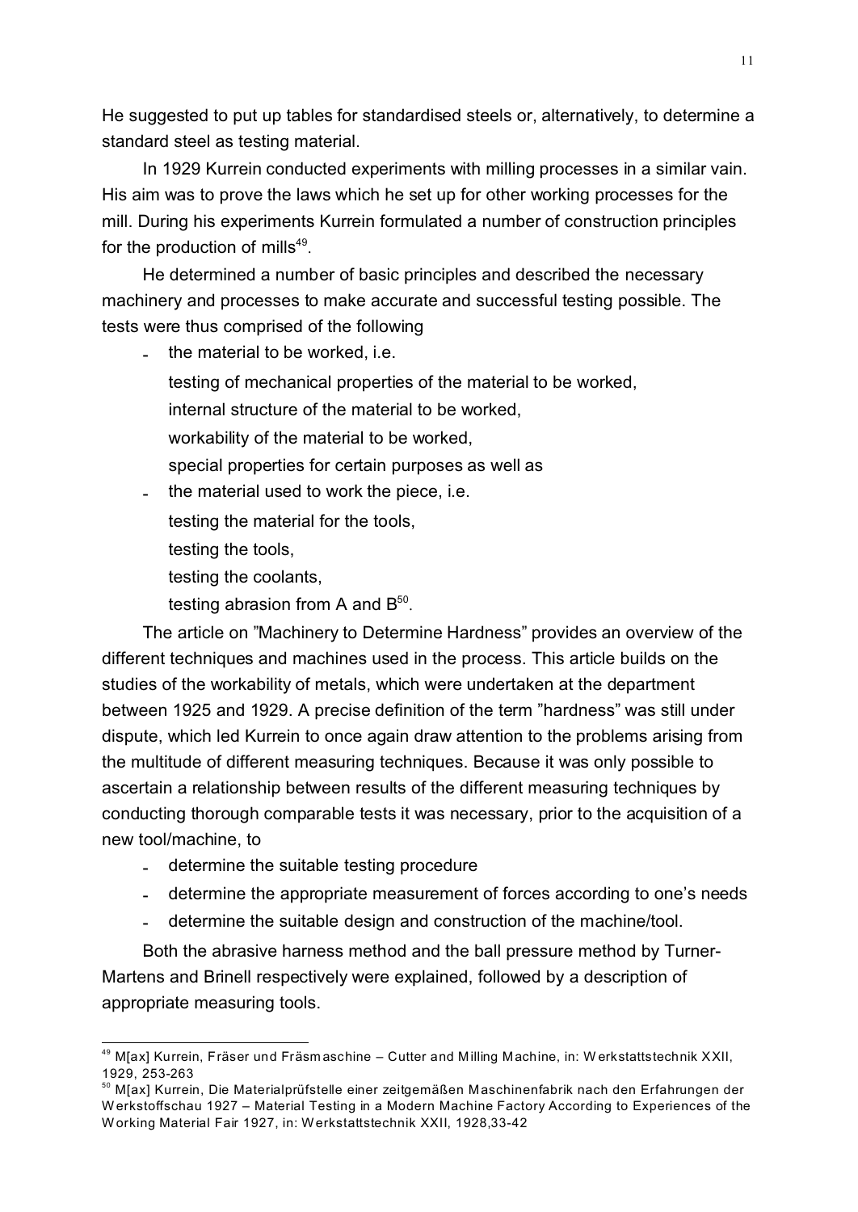He suggested to put up tables for standardised steels or, alternatively, to determine a standard steel as testing material.

In 1929 Kurrein conducted experiments with milling processes in a similar vain. His aim was to prove the laws which he set up for other working processes for the mill. During his experiments Kurrein formulated a number of construction principles for the production of mills[49].

He determined a number of basic principles and described the necessary machinery and processes to make accurate and successful testing possible. The tests were thus comprised of the following

- the material to be worked, i.e.
  testing of mechanical properties of the material to be worked,
  internal structure of the material to be worked,
  workability of the material to be worked,
  special properties for certain purposes as well as
- the material used to work the piece, i.e.
  testing the material for the tools,
  testing the tools,
  testing the coolants,
  testing abrasion from A and B[50].

The article on "Machinery to Determine Hardness" provides an overview of the different techniques and machines used in the process. This article builds on the studies of the workability of metals, which were undertaken at the department between 1925 and 1929. A precise definition of the term "hardness" was still under dispute, which led Kurrein to once again draw attention to the problems arising from the multitude of different measuring techniques. Because it was only possible to ascertain a relationship between results of the different measuring techniques by conducting thorough comparable tests it was necessary, prior to the acquisition of a new tool/machine, to

- determine the suitable testing procedure
- determine the appropriate measurement of forces according to one's needs
- determine the suitable design and construction of the machine/tool.

Both the abrasive harness method and the ball pressure method by Turner-Martens and Brinell respectively were explained, followed by a description of appropriate measuring tools.

---

[49] M[ax] Kurrein, Fräser und Fräsmaschine – Cutter and Milling Machine, in: Werkstattstechnik XXII, 1929, 253-263

[50] M[ax] Kurrein, Die Materialprüfstelle einer zeitgemäßen Maschinenfabrik nach den Erfahrungen der Werkstoffschau 1927 – Material Testing in a Modern Machine Factory According to Experiences of the Working Material Fair 1927, in: Werkstattstechnik XXII, 1928,33-42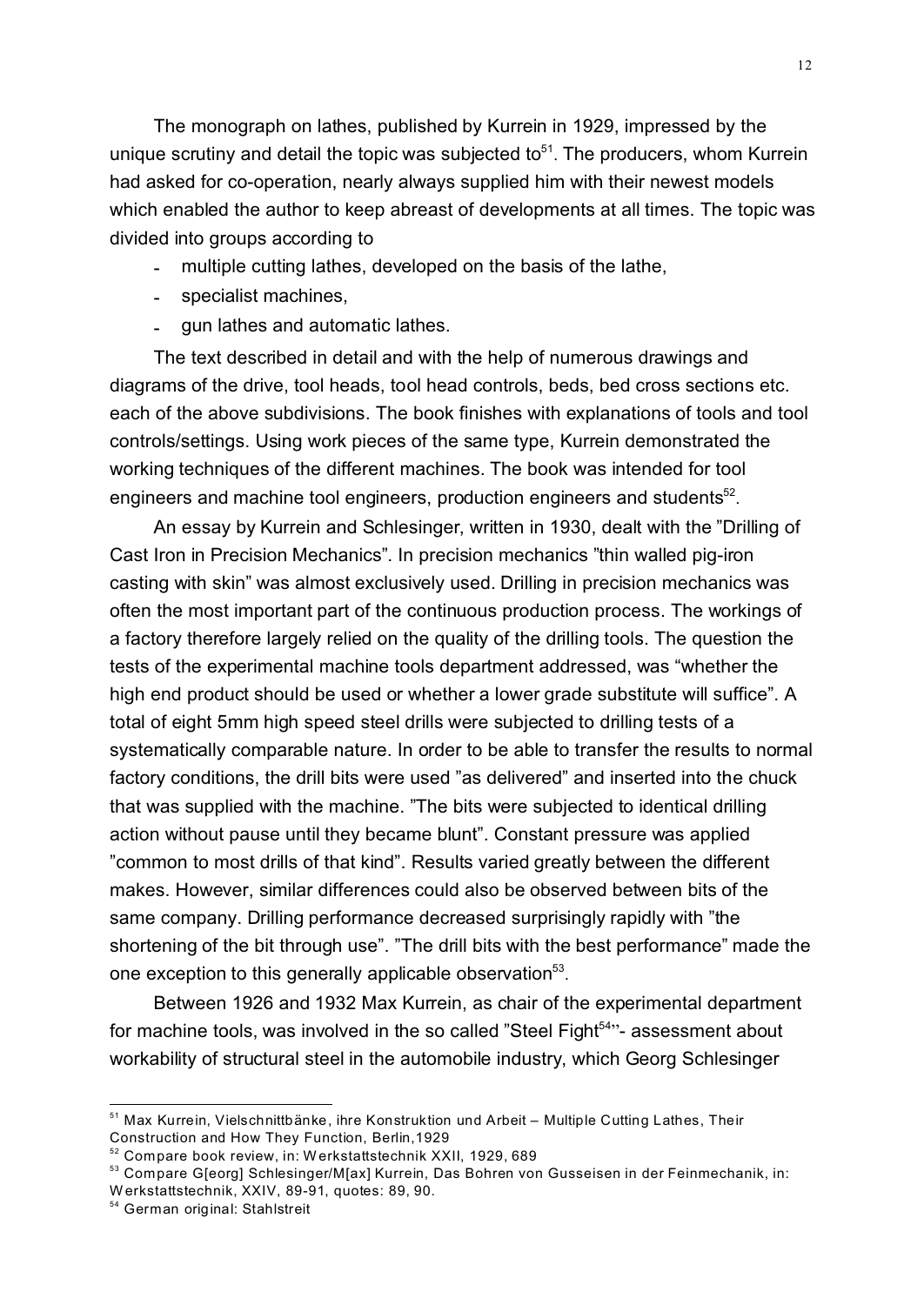The monograph on lathes, published by Kurrein in 1929, impressed by the unique scrutiny and detail the topic was subjected to[51]. The producers, whom Kurrein had asked for co-operation, nearly always supplied him with their newest models which enabled the author to keep abreast of developments at all times. The topic was divided into groups according to

- multiple cutting lathes, developed on the basis of the lathe,
- specialist machines,
- gun lathes and automatic lathes.

The text described in detail and with the help of numerous drawings and diagrams of the drive, tool heads, tool head controls, beds, bed cross sections etc. each of the above subdivisions. The book finishes with explanations of tools and tool controls/settings. Using work pieces of the same type, Kurrein demonstrated the working techniques of the different machines. The book was intended for tool engineers and machine tool engineers, production engineers and students[52].

An essay by Kurrein and Schlesinger, written in 1930, dealt with the "Drilling of Cast Iron in Precision Mechanics". In precision mechanics "thin walled pig-iron casting with skin" was almost exclusively used. Drilling in precision mechanics was often the most important part of the continuous production process. The workings of a factory therefore largely relied on the quality of the drilling tools. The question the tests of the experimental machine tools department addressed, was "whether the high end product should be used or whether a lower grade substitute will suffice". A total of eight 5mm high speed steel drills were subjected to drilling tests of a systematically comparable nature. In order to be able to transfer the results to normal factory conditions, the drill bits were used "as delivered" and inserted into the chuck that was supplied with the machine. "The bits were subjected to identical drilling action without pause until they became blunt". Constant pressure was applied "common to most drills of that kind". Results varied greatly between the different makes. However, similar differences could also be observed between bits of the same company. Drilling performance decreased surprisingly rapidly with "the shortening of the bit through use". "The drill bits with the best performance" made the one exception to this generally applicable observation[53].

Between 1926 and 1932 Max Kurrein, as chair of the experimental department for machine tools, was involved in the so called "Steel Fight[54]"- assessment about workability of structural steel in the automobile industry, which Georg Schlesinger

---

[51] Max Kurrein, Vielschnittbänke, ihre Konstruktion und Arbeit – Multiple Cutting Lathes, Their Construction and How They Function, Berlin,1929

[52] Compare book review, in: Werkstattstechnik XXII, 1929, 689

[53] Compare G[eorg] Schlesinger/M[ax] Kurrein, Das Bohren von Gusseisen in der Feinmechanik, in: Werkstattstechnik, XXIV, 89-91, quotes: 89, 90.

[54] German original: Stahlstreit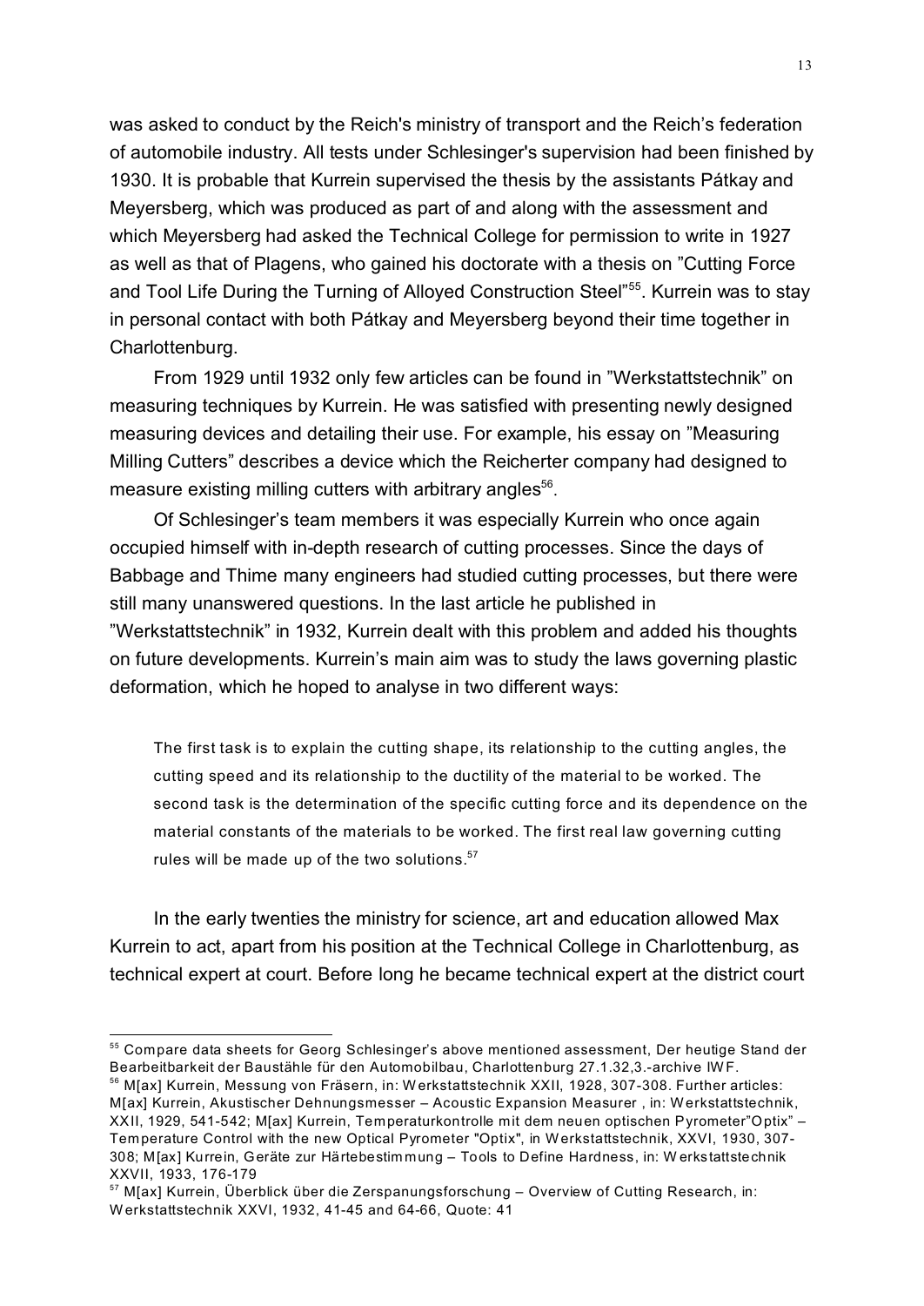was asked to conduct by the Reich's ministry of transport and the Reich's federation of automobile industry. All tests under Schlesinger's supervision had been finished by 1930. It is probable that Kurrein supervised the thesis by the assistants Pátkay and Meyersberg, which was produced as part of and along with the assessment and which Meyersberg had asked the Technical College for permission to write in 1927 as well as that of Plagens, who gained his doctorate with a thesis on "Cutting Force and Tool Life During the Turning of Alloyed Construction Steel"[55]. Kurrein was to stay in personal contact with both Pátkay and Meyersberg beyond their time together in Charlottenburg.

From 1929 until 1932 only few articles can be found in "Werkstattstechnik" on measuring techniques by Kurrein. He was satisfied with presenting newly designed measuring devices and detailing their use. For example, his essay on "Measuring Milling Cutters" describes a device which the Reicherter company had designed to measure existing milling cutters with arbitrary angles[56].

Of Schlesinger's team members it was especially Kurrein who once again occupied himself with in-depth research of cutting processes. Since the days of Babbage and Thime many engineers had studied cutting processes, but there were still many unanswered questions. In the last article he published in "Werkstattstechnik" in 1932, Kurrein dealt with this problem and added his thoughts on future developments. Kurrein's main aim was to study the laws governing plastic deformation, which he hoped to analyse in two different ways:

> The first task is to explain the cutting shape, its relationship to the cutting angles, the cutting speed and its relationship to the ductility of the material to be worked. The second task is the determination of the specific cutting force and its dependence on the material constants of the materials to be worked. The first real law governing cutting rules will be made up of the two solutions.[57]

In the early twenties the ministry for science, art and education allowed Max Kurrein to act, apart from his position at the Technical College in Charlottenburg, as technical expert at court. Before long he became technical expert at the district court

---

[55] Compare data sheets for Georg Schlesinger's above mentioned assessment, Der heutige Stand der Bearbeitbarkeit der Baustähle für den Automobilbau, Charlottenburg 27.1.32,3.-archive IWF.

[56] M[ax] Kurrein, Messung von Fräsern, in: Werkstattstechnik XXII, 1928, 307-308. Further articles: M[ax] Kurrein, Akustischer Dehnungsmesser – Acoustic Expansion Measurer , in: Werkstattstechnik, XXII, 1929, 541-542; M[ax] Kurrein, Temperaturkontrolle mit dem neuen optischen Pyrometer"Optix" – Temperature Control with the new Optical Pyrometer "Optix", in Werkstattstechnik, XXVI, 1930, 307-308; M[ax] Kurrein, Geräte zur Härtebestimmung – Tools to Define Hardness, in: Werkstattstechnik XXVII, 1933, 176-179

[57] M[ax] Kurrein, Überblick über die Zerspanungsforschung – Overview of Cutting Research, in: Werkstattstechnik XXVI, 1932, 41-45 and 64-66, Quote: 41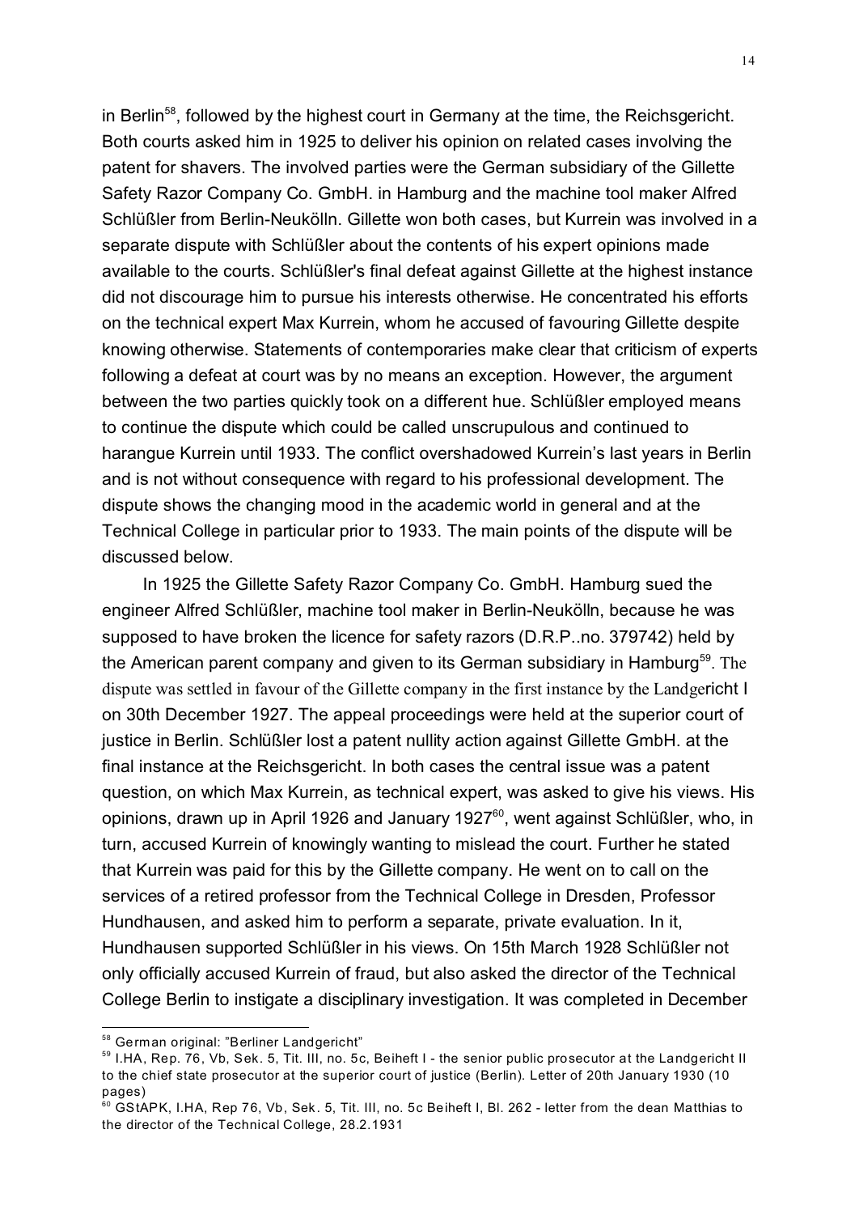in Berlin[58], followed by the highest court in Germany at the time, the Reichsgericht. Both courts asked him in 1925 to deliver his opinion on related cases involving the patent for shavers. The involved parties were the German subsidiary of the Gillette Safety Razor Company Co. GmbH. in Hamburg and the machine tool maker Alfred Schlüßler from Berlin-Neukölln. Gillette won both cases, but Kurrein was involved in a separate dispute with Schlüßler about the contents of his expert opinions made available to the courts. Schlüßler's final defeat against Gillette at the highest instance did not discourage him to pursue his interests otherwise. He concentrated his efforts on the technical expert Max Kurrein, whom he accused of favouring Gillette despite knowing otherwise. Statements of contemporaries make clear that criticism of experts following a defeat at court was by no means an exception. However, the argument between the two parties quickly took on a different hue. Schlüßler employed means to continue the dispute which could be called unscrupulous and continued to harangue Kurrein until 1933. The conflict overshadowed Kurrein's last years in Berlin and is not without consequence with regard to his professional development. The dispute shows the changing mood in the academic world in general and at the Technical College in particular prior to 1933. The main points of the dispute will be discussed below.

In 1925 the Gillette Safety Razor Company Co. GmbH. Hamburg sued the engineer Alfred Schlüßler, machine tool maker in Berlin-Neukölln, because he was supposed to have broken the licence for safety razors (D.R.P..no. 379742) held by the American parent company and given to its German subsidiary in Hamburg[59]. The dispute was settled in favour of the Gillette company in the first instance by the Landgericht I on 30th December 1927. The appeal proceedings were held at the superior court of justice in Berlin. Schlüßler lost a patent nullity action against Gillette GmbH. at the final instance at the Reichsgericht. In both cases the central issue was a patent question, on which Max Kurrein, as technical expert, was asked to give his views. His opinions, drawn up in April 1926 and January 1927[60], went against Schlüßler, who, in turn, accused Kurrein of knowingly wanting to mislead the court. Further he stated that Kurrein was paid for this by the Gillette company. He went on to call on the services of a retired professor from the Technical College in Dresden, Professor Hundhausen, and asked him to perform a separate, private evaluation. In it, Hundhausen supported Schlüßler in his views. On 15th March 1928 Schlüßler not only officially accused Kurrein of fraud, but also asked the director of the Technical College Berlin to instigate a disciplinary investigation. It was completed in December

---

[58] German original: "Berliner Landgericht"

[59] I.HA, Rep. 76, Vb, Sek. 5, Tit. III, no. 5c, Beiheft I - the senior public prosecutor at the Landgericht II to the chief state prosecutor at the superior court of justice (Berlin). Letter of 20th January 1930 (10 pages)

[60] GStAPK, I.HA, Rep 76, Vb, Sek. 5, Tit. III, no. 5c Beiheft I, Bl. 262 - letter from the dean Matthias to the director of the Technical College, 28.2.1931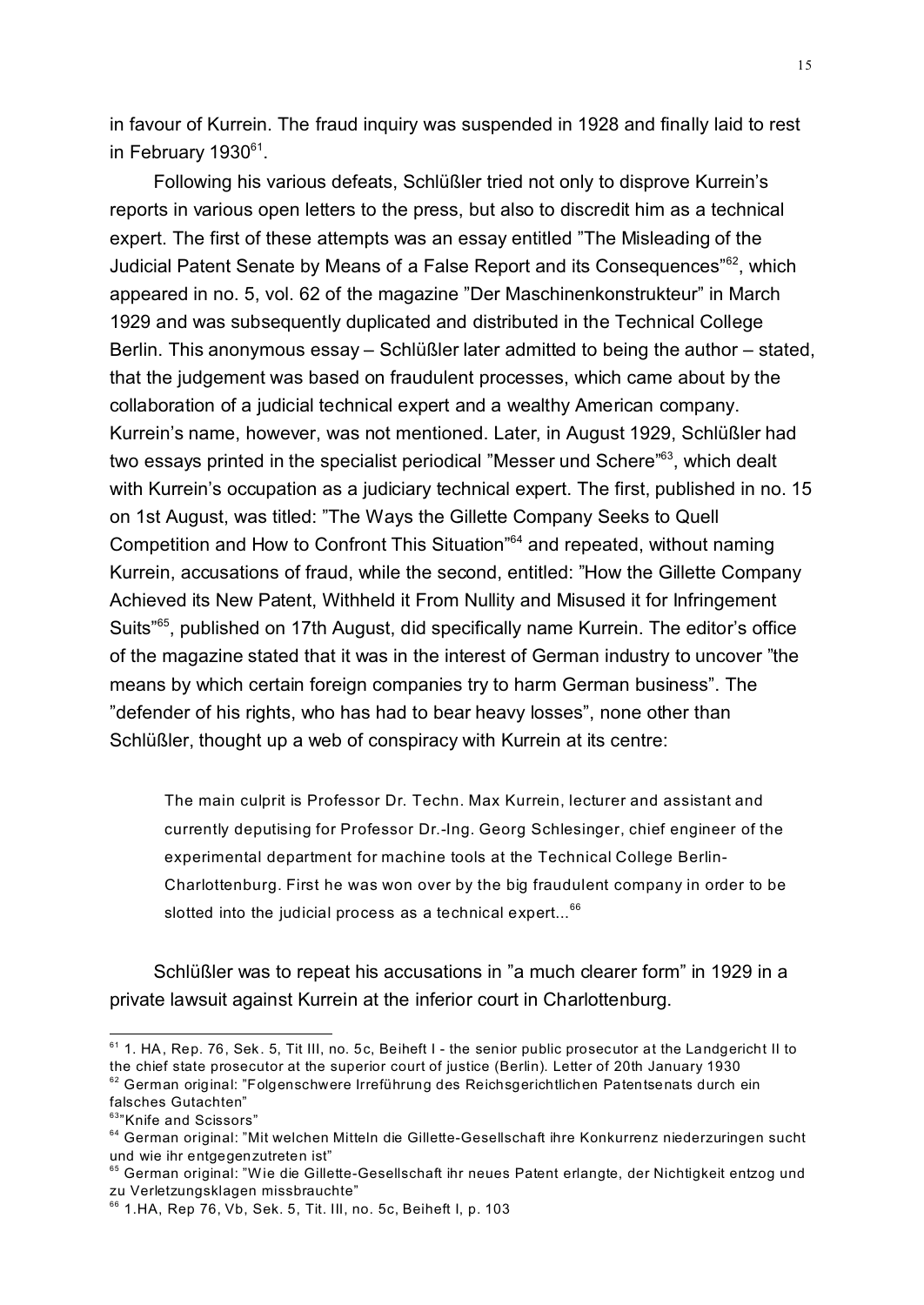in favour of Kurrein. The fraud inquiry was suspended in 1928 and finally laid to rest in February 1930[61].

Following his various defeats, Schlüßler tried not only to disprove Kurrein's reports in various open letters to the press, but also to discredit him as a technical expert. The first of these attempts was an essay entitled "The Misleading of the Judicial Patent Senate by Means of a False Report and its Consequences"[62], which appeared in no. 5, vol. 62 of the magazine "Der Maschinenkonstrukteur" in March 1929 and was subsequently duplicated and distributed in the Technical College Berlin. This anonymous essay – Schlüßler later admitted to being the author – stated, that the judgement was based on fraudulent processes, which came about by the collaboration of a judicial technical expert and a wealthy American company. Kurrein's name, however, was not mentioned. Later, in August 1929, Schlüßler had two essays printed in the specialist periodical "Messer und Schere"[63], which dealt with Kurrein's occupation as a judiciary technical expert. The first, published in no. 15 on 1st August, was titled: "The Ways the Gillette Company Seeks to Quell Competition and How to Confront This Situation"[64] and repeated, without naming Kurrein, accusations of fraud, while the second, entitled: "How the Gillette Company Achieved its New Patent, Withheld it From Nullity and Misused it for Infringement Suits"[65], published on 17th August, did specifically name Kurrein. The editor's office of the magazine stated that it was in the interest of German industry to uncover "the means by which certain foreign companies try to harm German business". The "defender of his rights, who has had to bear heavy losses", none other than Schlüßler, thought up a web of conspiracy with Kurrein at its centre:

> The main culprit is Professor Dr. Techn. Max Kurrein, lecturer and assistant and currently deputising for Professor Dr.-Ing. Georg Schlesinger, chief engineer of the experimental department for machine tools at the Technical College Berlin-Charlottenburg. First he was won over by the big fraudulent company in order to be slotted into the judicial process as a technical expert...[66]

Schlüßler was to repeat his accusations in "a much clearer form" in 1929 in a private lawsuit against Kurrein at the inferior court in Charlottenburg.

---

[61] 1. HA, Rep. 76, Sek. 5, Tit III, no. 5c, Beiheft I - the senior public prosecutor at the Landgericht II to the chief state prosecutor at the superior court of justice (Berlin). Letter of 20th January 1930

[62] German original: "Folgenschwere Irreführung des Reichsgerichtlichen Patentsenats durch ein falsches Gutachten"

[63] "Knife and Scissors"

[64] German original: "Mit welchen Mitteln die Gillette-Gesellschaft ihre Konkurrenz niederzuringen sucht und wie ihr entgegenzutreten ist"

[65] German original: "Wie die Gillette-Gesellschaft ihr neues Patent erlangte, der Nichtigkeit entzog und zu Verletzungsklagen missbrauchte"

[66] 1.HA, Rep 76, Vb, Sek. 5, Tit. III, no. 5c, Beiheft I, p. 103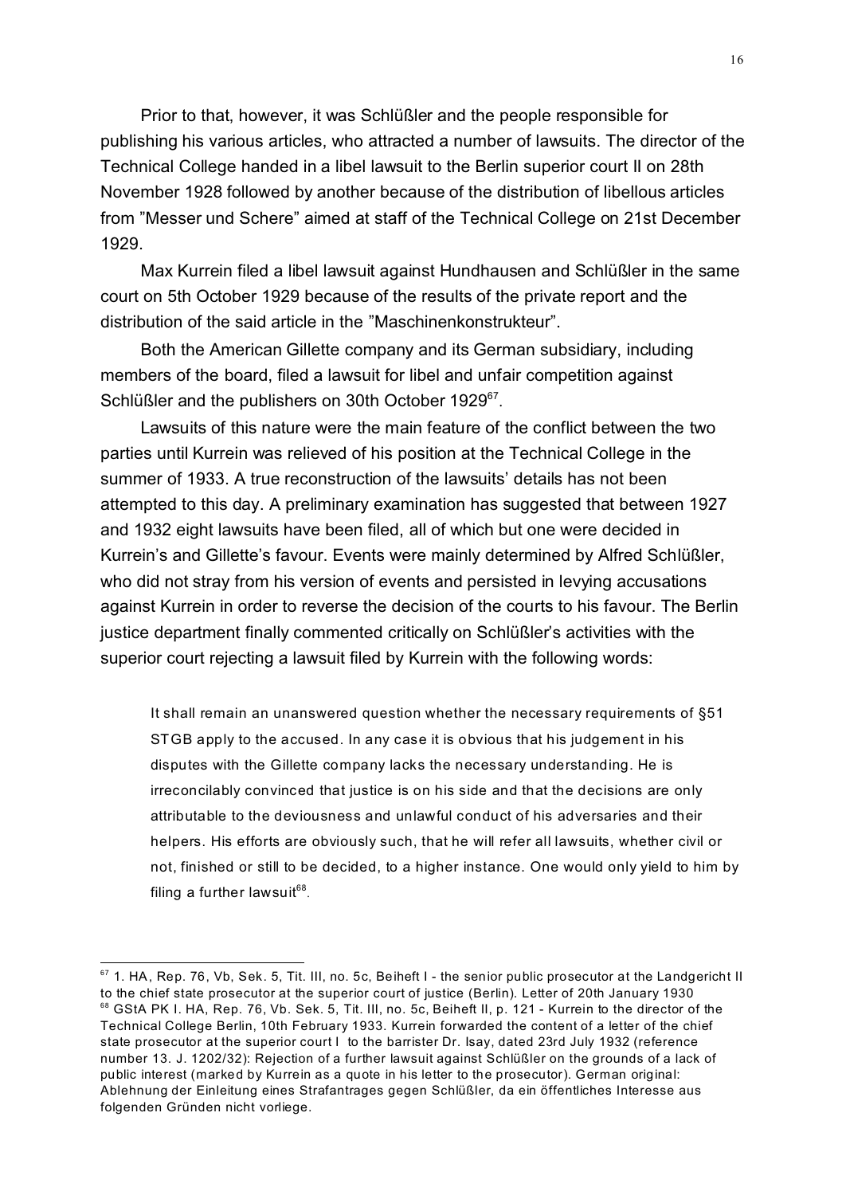Prior to that, however, it was Schlüßler and the people responsible for publishing his various articles, who attracted a number of lawsuits. The director of the Technical College handed in a libel lawsuit to the Berlin superior court II on 28th November 1928 followed by another because of the distribution of libellous articles from "Messer und Schere" aimed at staff of the Technical College on 21st December 1929.

Max Kurrein filed a libel lawsuit against Hundhausen and Schlüßler in the same court on 5th October 1929 because of the results of the private report and the distribution of the said article in the "Maschinenkonstrukteur".

Both the American Gillette company and its German subsidiary, including members of the board, filed a lawsuit for libel and unfair competition against Schlüßler and the publishers on 30th October 1929[67].

Lawsuits of this nature were the main feature of the conflict between the two parties until Kurrein was relieved of his position at the Technical College in the summer of 1933. A true reconstruction of the lawsuits' details has not been attempted to this day. A preliminary examination has suggested that between 1927 and 1932 eight lawsuits have been filed, all of which but one were decided in Kurrein's and Gillette's favour. Events were mainly determined by Alfred Schlüßler, who did not stray from his version of events and persisted in levying accusations against Kurrein in order to reverse the decision of the courts to his favour. The Berlin justice department finally commented critically on Schlüßler's activities with the superior court rejecting a lawsuit filed by Kurrein with the following words:

> It shall remain an unanswered question whether the necessary requirements of §51 STGB apply to the accused. In any case it is obvious that his judgement in his disputes with the Gillette company lacks the necessary understanding. He is irreconcilably convinced that justice is on his side and that the decisions are only attributable to the deviousness and unlawful conduct of his adversaries and their helpers. His efforts are obviously such, that he will refer all lawsuits, whether civil or not, finished or still to be decided, to a higher instance. One would only yield to him by filing a further lawsuit[68].

---

[67] 1. HA, Rep. 76, Vb, Sek. 5, Tit. III, no. 5c, Beiheft I - the senior public prosecutor at the Landgericht II to the chief state prosecutor at the superior court of justice (Berlin). Letter of 20th January 1930

[68] GStA PK I. HA, Rep. 76, Vb. Sek. 5, Tit. III, no. 5c, Beiheft II, p. 121 - Kurrein to the director of the Technical College Berlin, 10th February 1933. Kurrein forwarded the content of a letter of the chief state prosecutor at the superior court I to the barrister Dr. Isay, dated 23rd July 1932 (reference number 13. J. 1202/32): Rejection of a further lawsuit against Schlüßler on the grounds of a lack of public interest (marked by Kurrein as a quote in his letter to the prosecutor). German original: Ablehnung der Einleitung eines Strafantrages gegen Schlüßler, da ein öffentliches Interesse aus folgenden Gründen nicht vorliege.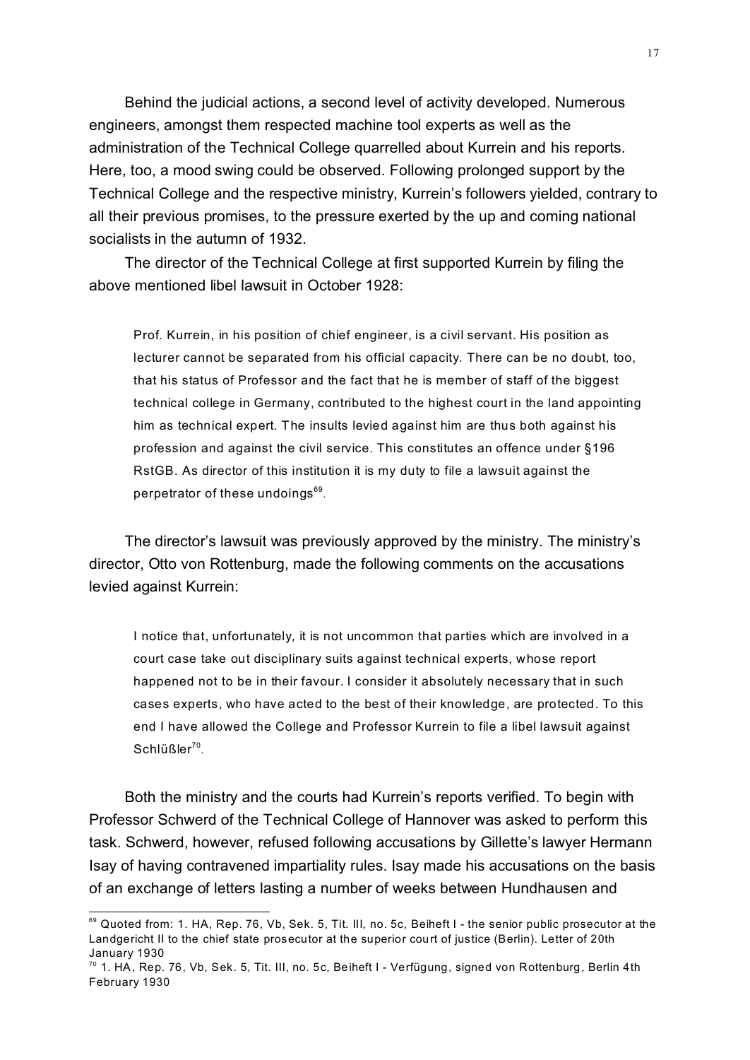Behind the judicial actions, a second level of activity developed. Numerous engineers, amongst them respected machine tool experts as well as the administration of the Technical College quarrelled about Kurrein and his reports. Here, too, a mood swing could be observed. Following prolonged support by the Technical College and the respective ministry, Kurrein's followers yielded, contrary to all their previous promises, to the pressure exerted by the up and coming national socialists in the autumn of 1932.

The director of the Technical College at first supported Kurrein by filing the above mentioned libel lawsuit in October 1928:

> Prof. Kurrein, in his position of chief engineer, is a civil servant. His position as lecturer cannot be separated from his official capacity. There can be no doubt, too, that his status of Professor and the fact that he is member of staff of the biggest technical college in Germany, contributed to the highest court in the land appointing him as technical expert. The insults levied against him are thus both against his profession and against the civil service. This constitutes an offence under §196 RstGB. As director of this institution it is my duty to file a lawsuit against the perpetrator of these undoings[69].

The director's lawsuit was previously approved by the ministry. The ministry's director, Otto von Rottenburg, made the following comments on the accusations levied against Kurrein:

> I notice that, unfortunately, it is not uncommon that parties which are involved in a court case take out disciplinary suits against technical experts, whose report happened not to be in their favour. I consider it absolutely necessary that in such cases experts, who have acted to the best of their knowledge, are protected. To this end I have allowed the College and Professor Kurrein to file a libel lawsuit against Schlüßler[70].

Both the ministry and the courts had Kurrein's reports verified. To begin with Professor Schwerd of the Technical College of Hannover was asked to perform this task. Schwerd, however, refused following accusations by Gillette's lawyer Hermann Isay of having contravened impartiality rules. Isay made his accusations on the basis of an exchange of letters lasting a number of weeks between Hundhausen and

---

[69] Quoted from: 1. HA, Rep. 76, Vb, Sek. 5, Tit. III, no. 5c, Beiheft I - the senior public prosecutor at the Landgericht II to the chief state prosecutor at the superior court of justice (Berlin). Letter of 20th January 1930

[70] 1. HA, Rep. 76, Vb, Sek. 5, Tit. III, no. 5c, Beiheft I - Verfügung, signed von Rottenburg, Berlin 4th February 1930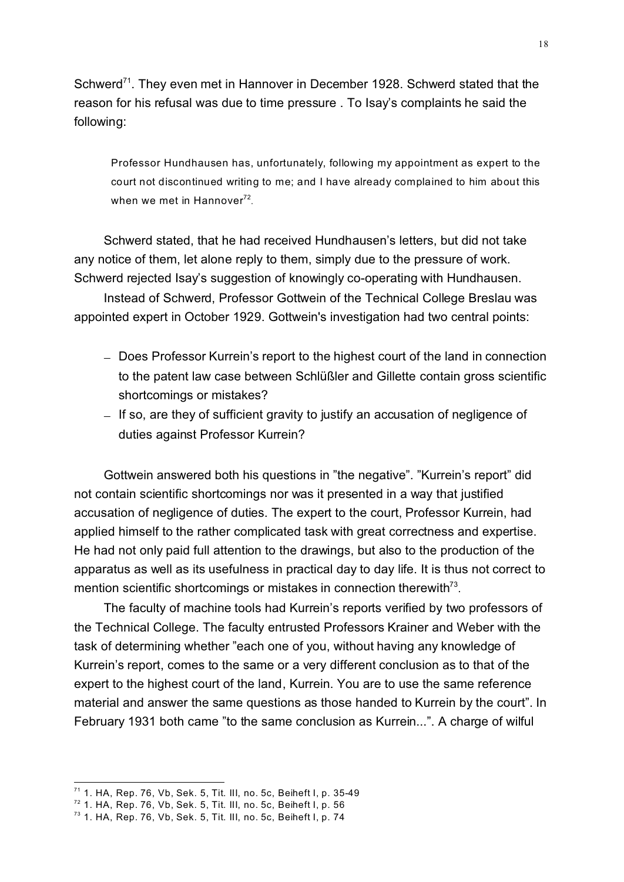Schwerd[71]. They even met in Hannover in December 1928. Schwerd stated that the reason for his refusal was due to time pressure . To Isay's complaints he said the following:

> Professor Hundhausen has, unfortunately, following my appointment as expert to the court not discontinued writing to me; and I have already complained to him about this when we met in Hannover[72].

Schwerd stated, that he had received Hundhausen's letters, but did not take any notice of them, let alone reply to them, simply due to the pressure of work. Schwerd rejected Isay's suggestion of knowingly co-operating with Hundhausen.

Instead of Schwerd, Professor Gottwein of the Technical College Breslau was appointed expert in October 1929. Gottwein's investigation had two central points:

- Does Professor Kurrein's report to the highest court of the land in connection to the patent law case between Schlüßler and Gillette contain gross scientific shortcomings or mistakes?
- If so, are they of sufficient gravity to justify an accusation of negligence of duties against Professor Kurrein?

Gottwein answered both his questions in "the negative". "Kurrein's report" did not contain scientific shortcomings nor was it presented in a way that justified accusation of negligence of duties. The expert to the court, Professor Kurrein, had applied himself to the rather complicated task with great correctness and expertise. He had not only paid full attention to the drawings, but also to the production of the apparatus as well as its usefulness in practical day to day life. It is thus not correct to mention scientific shortcomings or mistakes in connection therewith[73].

The faculty of machine tools had Kurrein's reports verified by two professors of the Technical College. The faculty entrusted Professors Krainer and Weber with the task of determining whether "each one of you, without having any knowledge of Kurrein's report, comes to the same or a very different conclusion as to that of the expert to the highest court of the land, Kurrein. You are to use the same reference material and answer the same questions as those handed to Kurrein by the court". In February 1931 both came "to the same conclusion as Kurrein...". A charge of wilful

[71] 1. HA, Rep. 76, Vb, Sek. 5, Tit. III, no. 5c, Beiheft I, p. 35-49

[72] 1. HA, Rep. 76, Vb, Sek. 5, Tit. III, no. 5c, Beiheft I, p. 56

[73] 1. HA, Rep. 76, Vb, Sek. 5, Tit. III, no. 5c, Beiheft I, p. 74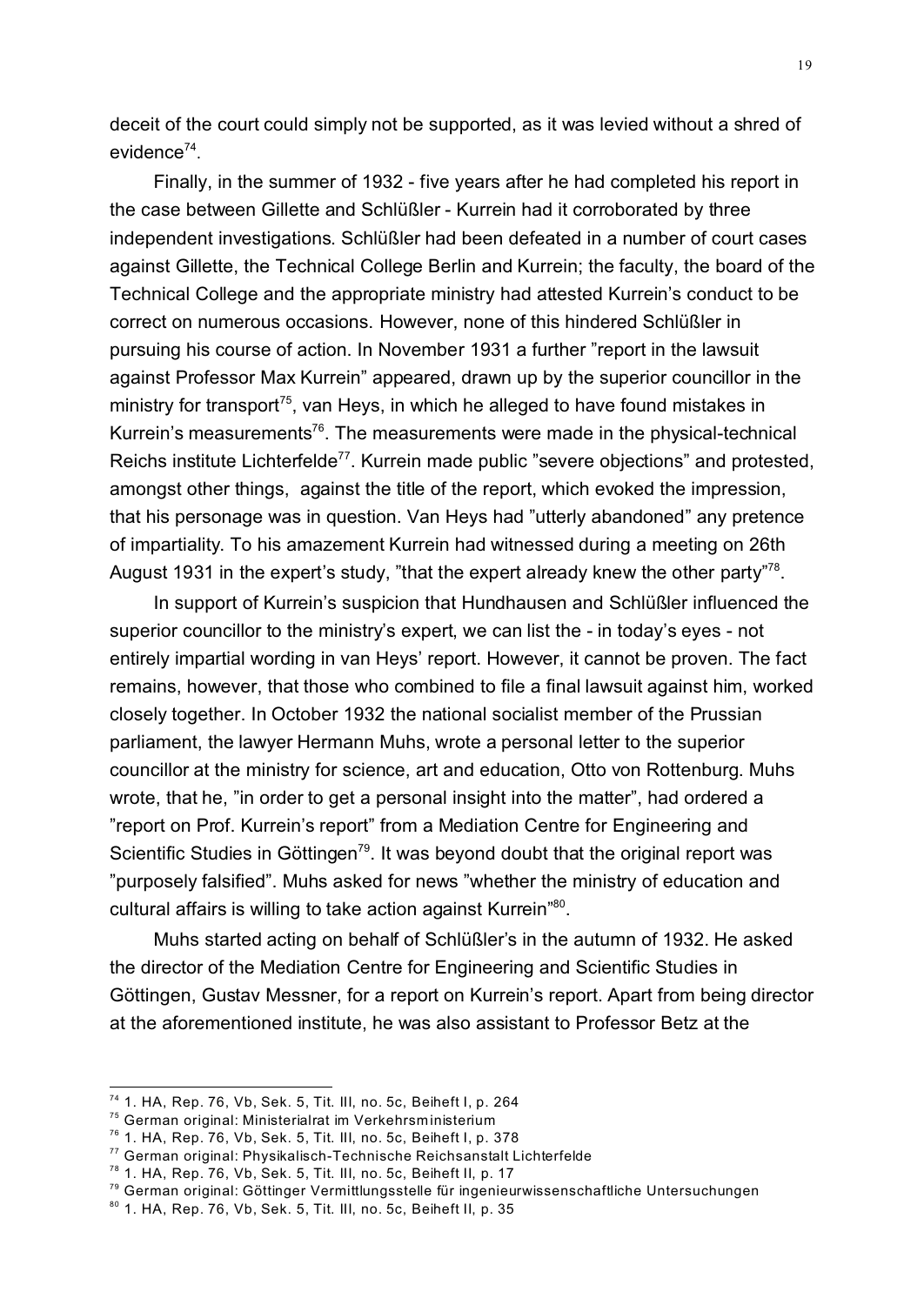deceit of the court could simply not be supported, as it was levied without a shred of evidence[74].

Finally, in the summer of 1932 - five years after he had completed his report in the case between Gillette and Schlüßler - Kurrein had it corroborated by three independent investigations. Schlüßler had been defeated in a number of court cases against Gillette, the Technical College Berlin and Kurrein; the faculty, the board of the Technical College and the appropriate ministry had attested Kurrein's conduct to be correct on numerous occasions. However, none of this hindered Schlüßler in pursuing his course of action. In November 1931 a further "report in the lawsuit against Professor Max Kurrein" appeared, drawn up by the superior councillor in the ministry for transport[75], van Heys, in which he alleged to have found mistakes in Kurrein's measurements[76]. The measurements were made in the physical-technical Reichs institute Lichterfelde[77]. Kurrein made public "severe objections" and protested, amongst other things, against the title of the report, which evoked the impression, that his personage was in question. Van Heys had "utterly abandoned" any pretence of impartiality. To his amazement Kurrein had witnessed during a meeting on 26th August 1931 in the expert's study, "that the expert already knew the other party"[78].

In support of Kurrein's suspicion that Hundhausen and Schlüßler influenced the superior councillor to the ministry's expert, we can list the - in today's eyes - not entirely impartial wording in van Heys' report. However, it cannot be proven. The fact remains, however, that those who combined to file a final lawsuit against him, worked closely together. In October 1932 the national socialist member of the Prussian parliament, the lawyer Hermann Muhs, wrote a personal letter to the superior councillor at the ministry for science, art and education, Otto von Rottenburg. Muhs wrote, that he, "in order to get a personal insight into the matter", had ordered a "report on Prof. Kurrein's report" from a Mediation Centre for Engineering and Scientific Studies in Göttingen[79]. It was beyond doubt that the original report was "purposely falsified". Muhs asked for news "whether the ministry of education and cultural affairs is willing to take action against Kurrein"[80].

Muhs started acting on behalf of Schlüßler's in the autumn of 1932. He asked the director of the Mediation Centre for Engineering and Scientific Studies in Göttingen, Gustav Messner, for a report on Kurrein's report. Apart from being director at the aforementioned institute, he was also assistant to Professor Betz at the

---

[74] 1. HA, Rep. 76, Vb, Sek. 5, Tit. III, no. 5c, Beiheft I, p. 264

[75] German original: Ministerialrat im Verkehrsministerium

[76] 1. HA, Rep. 76, Vb, Sek. 5, Tit. III, no. 5c, Beiheft I, p. 378

[77] German original: Physikalisch-Technische Reichsanstalt Lichterfelde

[78] 1. HA, Rep. 76, Vb, Sek. 5, Tit. III, no. 5c, Beiheft II, p. 17

[79] German original: Göttinger Vermittlungsstelle für ingenieurwissenschaftliche Untersuchungen

[80] 1. HA, Rep. 76, Vb, Sek. 5, Tit. III, no. 5c, Beiheft II, p. 35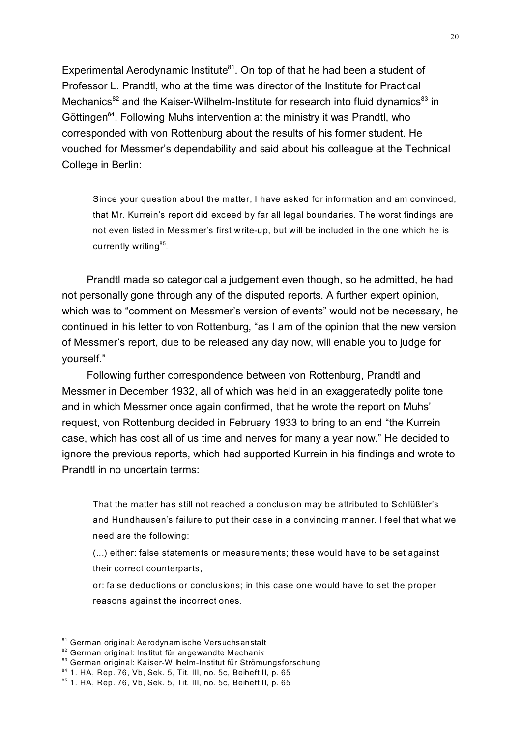Experimental Aerodynamic Institute[81]. On top of that he had been a student of Professor L. Prandtl, who at the time was director of the Institute for Practical Mechanics[82] and the Kaiser-Wilhelm-Institute for research into fluid dynamics[83] in Göttingen[84]. Following Muhs intervention at the ministry it was Prandtl, who corresponded with von Rottenburg about the results of his former student. He vouched for Messmer's dependability and said about his colleague at the Technical College in Berlin:

> Since your question about the matter, I have asked for information and am convinced, that Mr. Kurrein's report did exceed by far all legal boundaries. The worst findings are not even listed in Messmer's first write-up, but will be included in the one which he is currently writing[85].

Prandtl made so categorical a judgement even though, so he admitted, he had not personally gone through any of the disputed reports. A further expert opinion, which was to "comment on Messmer's version of events" would not be necessary, he continued in his letter to von Rottenburg, "as I am of the opinion that the new version of Messmer's report, due to be released any day now, will enable you to judge for yourself."

Following further correspondence between von Rottenburg, Prandtl and Messmer in December 1932, all of which was held in an exaggeratedly polite tone and in which Messmer once again confirmed, that he wrote the report on Muhs' request, von Rottenburg decided in February 1933 to bring to an end "the Kurrein case, which has cost all of us time and nerves for many a year now." He decided to ignore the previous reports, which had supported Kurrein in his findings and wrote to Prandtl in no uncertain terms:

> That the matter has still not reached a conclusion may be attributed to Schlüßler's and Hundhausen's failure to put their case in a convincing manner. I feel that what we need are the following:
>
> (...) either: false statements or measurements; these would have to be set against their correct counterparts,
>
> or: false deductions or conclusions; in this case one would have to set the proper reasons against the incorrect ones.

---

[81] German original: Aerodynamische Versuchsanstalt

[82] German original: Institut für angewandte Mechanik

[83] German original: Kaiser-Wilhelm-Institut für Strömungsforschung

[84] 1. HA, Rep. 76, Vb, Sek. 5, Tit. III, no. 5c, Beiheft II, p. 65

[85] 1. HA, Rep. 76, Vb, Sek. 5, Tit. III, no. 5c, Beiheft II, p. 65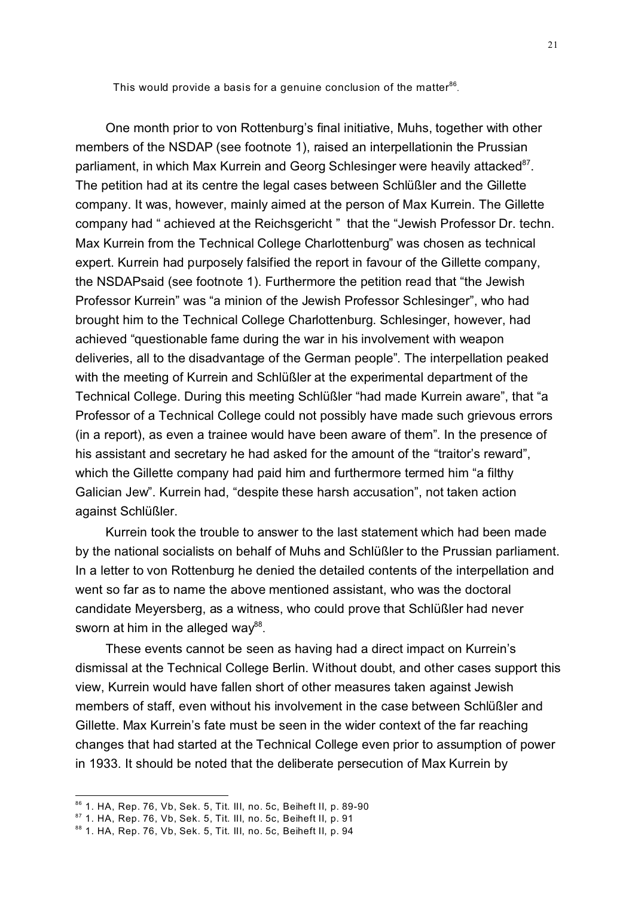This would provide a basis for a genuine conclusion of the matter[86].

One month prior to von Rottenburg's final initiative, Muhs, together with other members of the NSDAP (see footnote 1), raised an interpellationin the Prussian parliament, in which Max Kurrein and Georg Schlesinger were heavily attacked[87]. The petition had at its centre the legal cases between Schlüßler and the Gillette company. It was, however, mainly aimed at the person of Max Kurrein. The Gillette company had " achieved at the Reichsgericht " that the "Jewish Professor Dr. techn. Max Kurrein from the Technical College Charlottenburg" was chosen as technical expert. Kurrein had purposely falsified the report in favour of the Gillette company, the NSDAPsaid (see footnote 1). Furthermore the petition read that "the Jewish Professor Kurrein" was "a minion of the Jewish Professor Schlesinger", who had brought him to the Technical College Charlottenburg. Schlesinger, however, had achieved "questionable fame during the war in his involvement with weapon deliveries, all to the disadvantage of the German people". The interpellation peaked with the meeting of Kurrein and Schlüßler at the experimental department of the Technical College. During this meeting Schlüßler "had made Kurrein aware", that "a Professor of a Technical College could not possibly have made such grievous errors (in a report), as even a trainee would have been aware of them". In the presence of his assistant and secretary he had asked for the amount of the "traitor's reward", which the Gillette company had paid him and furthermore termed him "a filthy Galician Jew". Kurrein had, "despite these harsh accusation", not taken action against Schlüßler.

Kurrein took the trouble to answer to the last statement which had been made by the national socialists on behalf of Muhs and Schlüßler to the Prussian parliament. In a letter to von Rottenburg he denied the detailed contents of the interpellation and went so far as to name the above mentioned assistant, who was the doctoral candidate Meyersberg, as a witness, who could prove that Schlüßler had never sworn at him in the alleged way[88].

These events cannot be seen as having had a direct impact on Kurrein's dismissal at the Technical College Berlin. Without doubt, and other cases support this view, Kurrein would have fallen short of other measures taken against Jewish members of staff, even without his involvement in the case between Schlüßler and Gillette. Max Kurrein's fate must be seen in the wider context of the far reaching changes that had started at the Technical College even prior to assumption of power in 1933. It should be noted that the deliberate persecution of Max Kurrein by

[86] 1. HA, Rep. 76, Vb, Sek. 5, Tit. III, no. 5c, Beiheft II, p. 89-90

[87] 1. HA, Rep. 76, Vb, Sek. 5, Tit. III, no. 5c, Beiheft II, p. 91

[88] 1. HA, Rep. 76, Vb, Sek. 5, Tit. III, no. 5c, Beiheft II, p. 94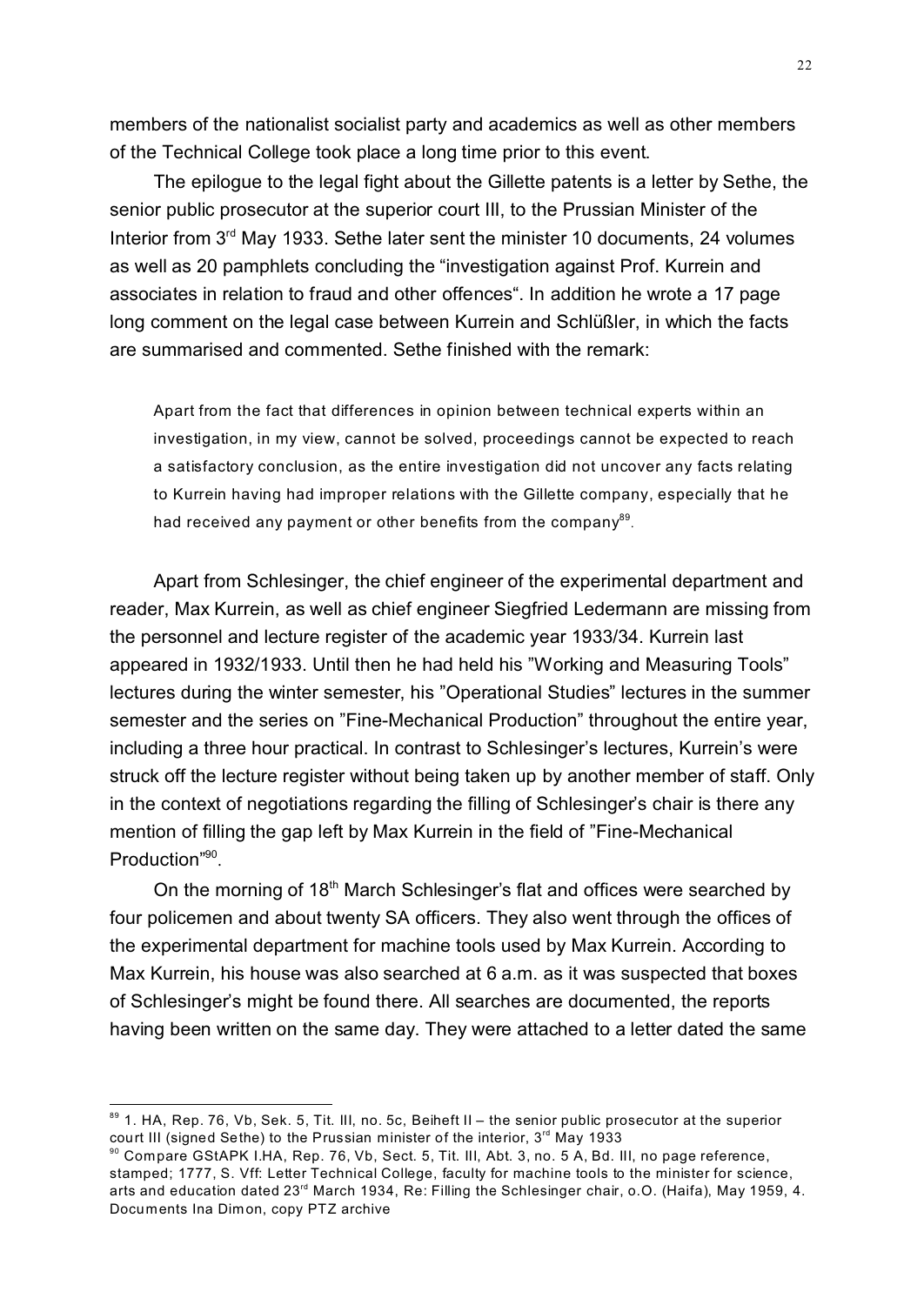members of the nationalist socialist party and academics as well as other members of the Technical College took place a long time prior to this event.

The epilogue to the legal fight about the Gillette patents is a letter by Sethe, the senior public prosecutor at the superior court III, to the Prussian Minister of the Interior from 3rd May 1933. Sethe later sent the minister 10 documents, 24 volumes as well as 20 pamphlets concluding the "investigation against Prof. Kurrein and associates in relation to fraud and other offences". In addition he wrote a 17 page long comment on the legal case between Kurrein and Schlüßler, in which the facts are summarised and commented. Sethe finished with the remark:

> Apart from the fact that differences in opinion between technical experts within an investigation, in my view, cannot be solved, proceedings cannot be expected to reach a satisfactory conclusion, as the entire investigation did not uncover any facts relating to Kurrein having had improper relations with the Gillette company, especially that he had received any payment or other benefits from the company[89].

Apart from Schlesinger, the chief engineer of the experimental department and reader, Max Kurrein, as well as chief engineer Siegfried Ledermann are missing from the personnel and lecture register of the academic year 1933/34. Kurrein last appeared in 1932/1933. Until then he had held his "Working and Measuring Tools" lectures during the winter semester, his "Operational Studies" lectures in the summer semester and the series on "Fine-Mechanical Production" throughout the entire year, including a three hour practical. In contrast to Schlesinger's lectures, Kurrein's were struck off the lecture register without being taken up by another member of staff. Only in the context of negotiations regarding the filling of Schlesinger's chair is there any mention of filling the gap left by Max Kurrein in the field of "Fine-Mechanical Production"[90].

On the morning of 18th March Schlesinger's flat and offices were searched by four policemen and about twenty SA officers. They also went through the offices of the experimental department for machine tools used by Max Kurrein. According to Max Kurrein, his house was also searched at 6 a.m. as it was suspected that boxes of Schlesinger's might be found there. All searches are documented, the reports having been written on the same day. They were attached to a letter dated the same

---

[89] 1. HA, Rep. 76, Vb, Sek. 5, Tit. III, no. 5c, Beiheft II – the senior public prosecutor at the superior court III (signed Sethe) to the Prussian minister of the interior, 3rd May 1933

[90] Compare GStAPK I.HA, Rep. 76, Vb, Sect. 5, Tit. III, Abt. 3, no. 5 A, Bd. III, no page reference, stamped; 1777, S. Vff: Letter Technical College, faculty for machine tools to the minister for science, arts and education dated 23rd March 1934, Re: Filling the Schlesinger chair, o.O. (Haifa), May 1959, 4. Documents Ina Dimon, copy PTZ archive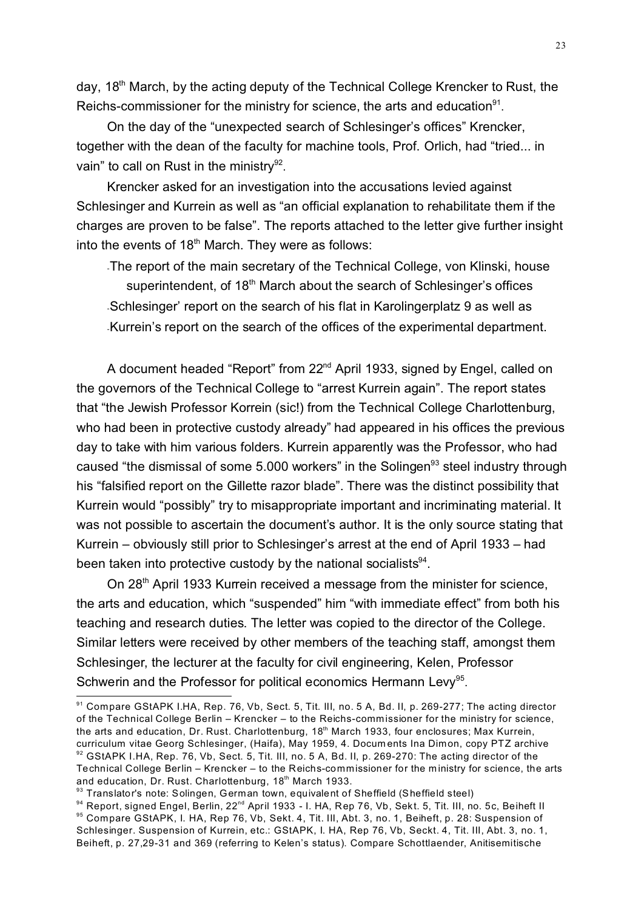day, 18th March, by the acting deputy of the Technical College Krencker to Rust, the Reichs-commissioner for the ministry for science, the arts and education[91].

On the day of the "unexpected search of Schlesinger's offices" Krencker, together with the dean of the faculty for machine tools, Prof. Orlich, had "tried... in vain" to call on Rust in the ministry[92].

Krencker asked for an investigation into the accusations levied against Schlesinger and Kurrein as well as "an official explanation to rehabilitate them if the charges are proven to be false". The reports attached to the letter give further insight into the events of 18th March. They were as follows:

- The report of the main secretary of the Technical College, von Klinski, house superintendent, of 18th March about the search of Schlesinger's offices
- Schlesinger' report on the search of his flat in Karolingerplatz 9 as well as
- Kurrein's report on the search of the offices of the experimental department.

A document headed "Report" from 22nd April 1933, signed by Engel, called on the governors of the Technical College to "arrest Kurrein again". The report states that "the Jewish Professor Korrein (sic!) from the Technical College Charlottenburg, who had been in protective custody already" had appeared in his offices the previous day to take with him various folders. Kurrein apparently was the Professor, who had caused "the dismissal of some 5.000 workers" in the Solingen[93] steel industry through his "falsified report on the Gillette razor blade". There was the distinct possibility that Kurrein would "possibly" try to misappropriate important and incriminating material. It was not possible to ascertain the document's author. It is the only source stating that Kurrein – obviously still prior to Schlesinger's arrest at the end of April 1933 – had been taken into protective custody by the national socialists[94].

On 28th April 1933 Kurrein received a message from the minister for science, the arts and education, which "suspended" him "with immediate effect" from both his teaching and research duties. The letter was copied to the director of the College. Similar letters were received by other members of the teaching staff, amongst them Schlesinger, the lecturer at the faculty for civil engineering, Kelen, Professor Schwerin and the Professor for political economics Hermann Levy[95].

---

[91] Compare GStAPK I.HA, Rep. 76, Vb, Sect. 5, Tit. III, no. 5 A, Bd. II, p. 269-277; The acting director of the Technical College Berlin – Krencker – to the Reichs-commissioner for the ministry for science, the arts and education, Dr. Rust. Charlottenburg, 18th March 1933, four enclosures; Max Kurrein, curriculum vitae Georg Schlesinger, (Haifa), May 1959, 4. Documents Ina Dimon, copy PTZ archive

[92] GStAPK I.HA, Rep. 76, Vb, Sect. 5, Tit. III, no. 5 A, Bd. II, p. 269-270: The acting director of the Technical College Berlin – Krencker – to the Reichs-commissioner for the ministry for science, the arts and education, Dr. Rust. Charlottenburg, 18th March 1933.

[93] Translator's note: Solingen, German town, equivalent of Sheffield (Sheffield steel)

[94] Report, signed Engel, Berlin, 22nd April 1933 - I. HA, Rep 76, Vb, Sekt. 5, Tit. III, no. 5c, Beiheft II

[95] Compare GStAPK, I. HA, Rep 76, Vb, Sekt. 4, Tit. III, Abt. 3, no. 1, Beiheft, p. 28: Suspension of Schlesinger. Suspension of Kurrein, etc.: GStAPK, I. HA, Rep 76, Vb, Seckt. 4, Tit. III, Abt. 3, no. 1, Beiheft, p. 27,29-31 and 369 (referring to Kelen's status). Compare Schottlaender, Anitisemitische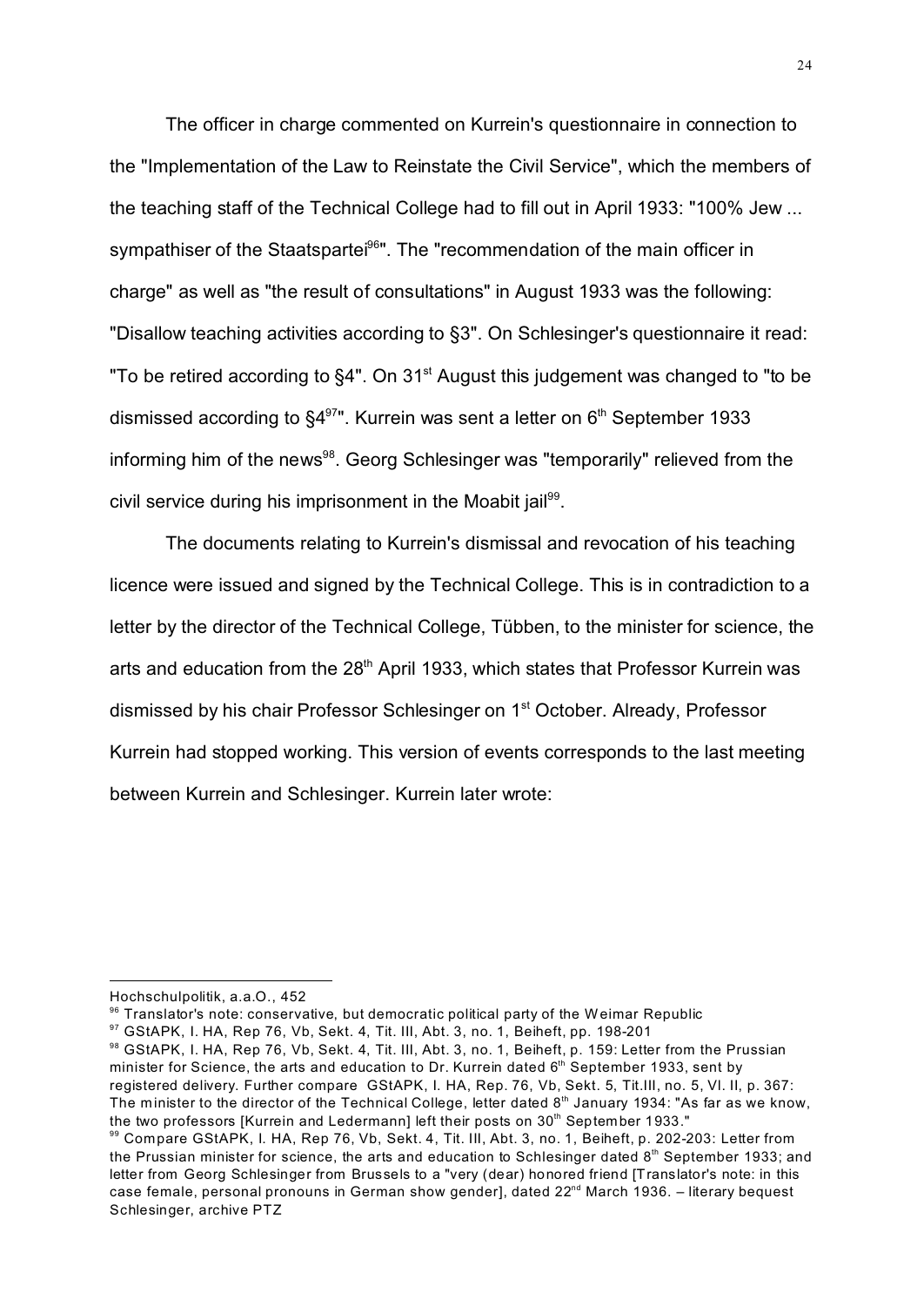The officer in charge commented on Kurrein's questionnaire in connection to the "Implementation of the Law to Reinstate the Civil Service", which the members of the teaching staff of the Technical College had to fill out in April 1933: "100% Jew ... sympathiser of the Staatspartei[96]". The "recommendation of the main officer in charge" as well as "the result of consultations" in August 1933 was the following: "Disallow teaching activities according to §3". On Schlesinger's questionnaire it read: "To be retired according to §4". On 31st August this judgement was changed to "to be dismissed according to §4[97]". Kurrein was sent a letter on 6th September 1933 informing him of the news[98]. Georg Schlesinger was "temporarily" relieved from the civil service during his imprisonment in the Moabit jail[99].

The documents relating to Kurrein's dismissal and revocation of his teaching licence were issued and signed by the Technical College. This is in contradiction to a letter by the director of the Technical College, Tübben, to the minister for science, the arts and education from the 28th April 1933, which states that Professor Kurrein was dismissed by his chair Professor Schlesinger on 1st October. Already, Professor Kurrein had stopped working. This version of events corresponds to the last meeting between Kurrein and Schlesinger. Kurrein later wrote:

---

Hochschulpolitik, a.a.O., 452

[96] Translator's note: conservative, but democratic political party of the Weimar Republic

[97] GStAPK, I. HA, Rep 76, Vb, Sekt. 4, Tit. III, Abt. 3, no. 1, Beiheft, pp. 198-201

[98] GStAPK, I. HA, Rep 76, Vb, Sekt. 4, Tit. III, Abt. 3, no. 1, Beiheft, p. 159: Letter from the Prussian minister for Science, the arts and education to Dr. Kurrein dated 6th September 1933, sent by registered delivery. Further compare GStAPK, I. HA, Rep. 76, Vb, Sekt. 5, Tit.III, no. 5, VI. II, p. 367: The minister to the director of the Technical College, letter dated 8th January 1934: "As far as we know, the two professors [Kurrein and Ledermann] left their posts on 30th September 1933."

[99] Compare GStAPK, I. HA, Rep 76, Vb, Sekt. 4, Tit. III, Abt. 3, no. 1, Beiheft, p. 202-203: Letter from the Prussian minister for science, the arts and education to Schlesinger dated 8th September 1933; and letter from Georg Schlesinger from Brussels to a "very (dear) honored friend [Translator's note: in this case female, personal pronouns in German show gender], dated 22nd March 1936. – literary bequest Schlesinger, archive PTZ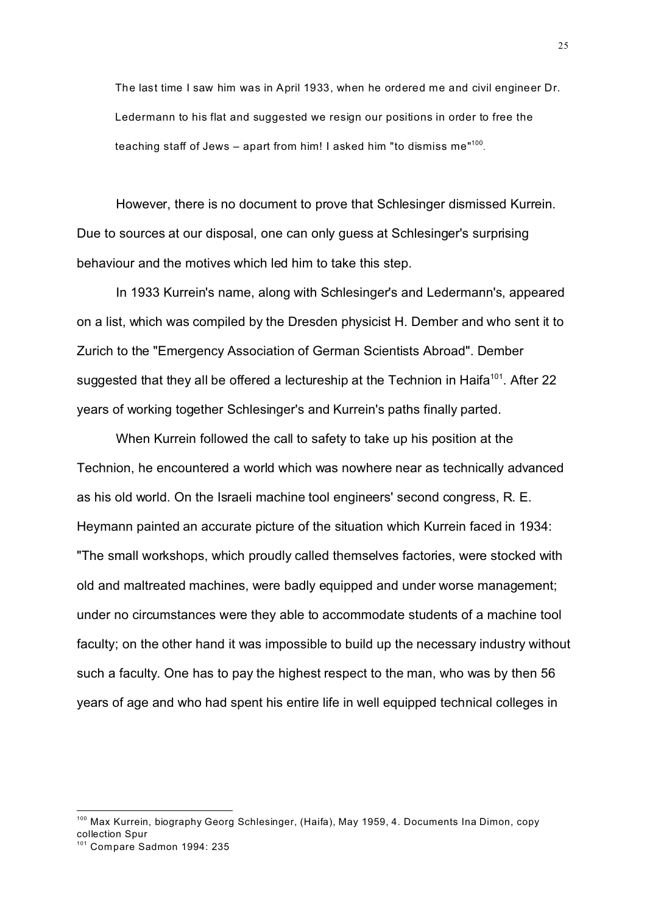> The last time I saw him was in April 1933, when he ordered me and civil engineer Dr. Ledermann to his flat and suggested we resign our positions in order to free the teaching staff of Jews – apart from him! I asked him "to dismiss me"[100].

However, there is no document to prove that Schlesinger dismissed Kurrein. Due to sources at our disposal, one can only guess at Schlesinger's surprising behaviour and the motives which led him to take this step.

In 1933 Kurrein's name, along with Schlesinger's and Ledermann's, appeared on a list, which was compiled by the Dresden physicist H. Dember and who sent it to Zurich to the "Emergency Association of German Scientists Abroad". Dember suggested that they all be offered a lectureship at the Technion in Haifa[101]. After 22 years of working together Schlesinger's and Kurrein's paths finally parted.

When Kurrein followed the call to safety to take up his position at the Technion, he encountered a world which was nowhere near as technically advanced as his old world. On the Israeli machine tool engineers' second congress, R. E. Heymann painted an accurate picture of the situation which Kurrein faced in 1934: "The small workshops, which proudly called themselves factories, were stocked with old and maltreated machines, were badly equipped and under worse management; under no circumstances were they able to accommodate students of a machine tool faculty; on the other hand it was impossible to build up the necessary industry without such a faculty. One has to pay the highest respect to the man, who was by then 56 years of age and who had spent his entire life in well equipped technical colleges in

---

[100] Max Kurrein, biography Georg Schlesinger, (Haifa), May 1959, 4. Documents Ina Dimon, copy collection Spur

[101] Compare Sadmon 1994: 235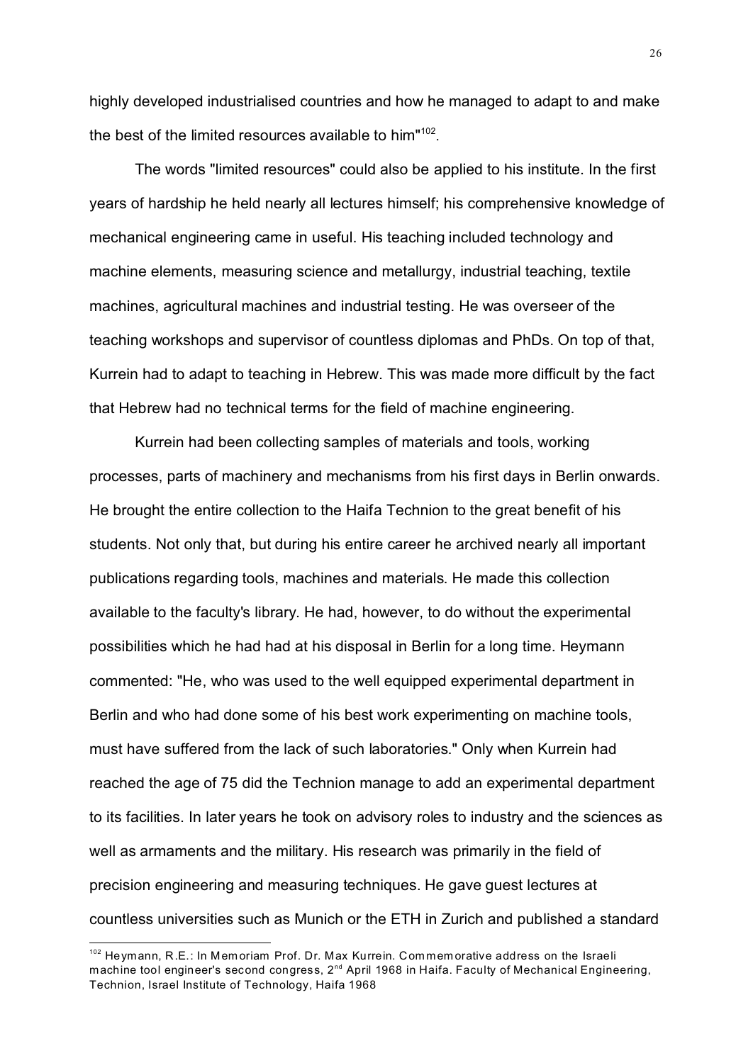highly developed industrialised countries and how he managed to adapt to and make the best of the limited resources available to him"[102].

The words "limited resources" could also be applied to his institute. In the first years of hardship he held nearly all lectures himself; his comprehensive knowledge of mechanical engineering came in useful. His teaching included technology and machine elements, measuring science and metallurgy, industrial teaching, textile machines, agricultural machines and industrial testing. He was overseer of the teaching workshops and supervisor of countless diplomas and PhDs. On top of that, Kurrein had to adapt to teaching in Hebrew. This was made more difficult by the fact that Hebrew had no technical terms for the field of machine engineering.

Kurrein had been collecting samples of materials and tools, working processes, parts of machinery and mechanisms from his first days in Berlin onwards. He brought the entire collection to the Haifa Technion to the great benefit of his students. Not only that, but during his entire career he archived nearly all important publications regarding tools, machines and materials. He made this collection available to the faculty's library. He had, however, to do without the experimental possibilities which he had had at his disposal in Berlin for a long time. Heymann commented: "He, who was used to the well equipped experimental department in Berlin and who had done some of his best work experimenting on machine tools, must have suffered from the lack of such laboratories." Only when Kurrein had reached the age of 75 did the Technion manage to add an experimental department to its facilities. In later years he took on advisory roles to industry and the sciences as well as armaments and the military. His research was primarily in the field of precision engineering and measuring techniques. He gave guest lectures at countless universities such as Munich or the ETH in Zurich and published a standard

[102] Heymann, R.E.: In Memoriam Prof. Dr. Max Kurrein. Commemorative address on the Israeli machine tool engineer's second congress, 2nd April 1968 in Haifa. Faculty of Mechanical Engineering, Technion, Israel Institute of Technology, Haifa 1968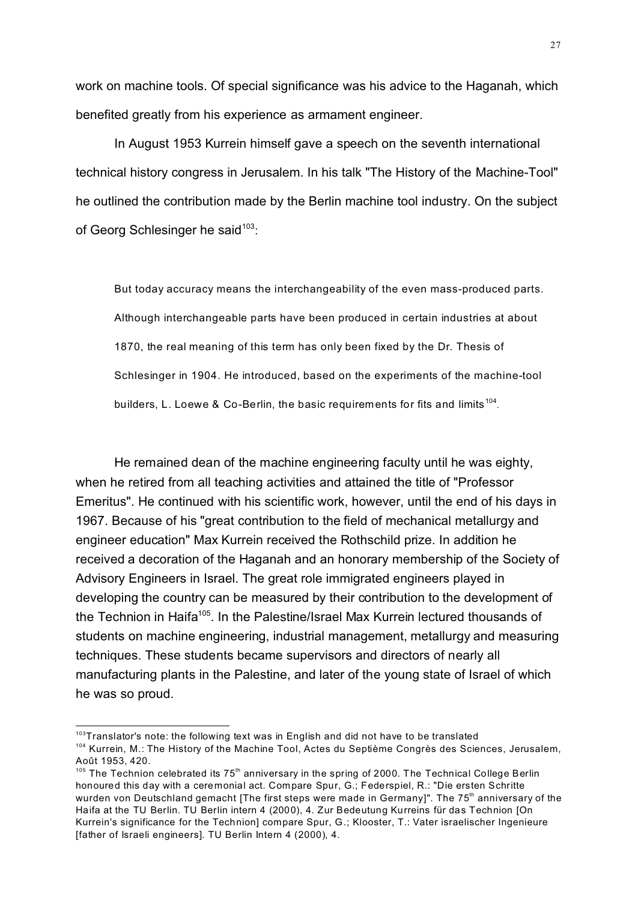work on machine tools. Of special significance was his advice to the Haganah, which benefited greatly from his experience as armament engineer.

In August 1953 Kurrein himself gave a speech on the seventh international technical history congress in Jerusalem. In his talk "The History of the Machine-Tool" he outlined the contribution made by the Berlin machine tool industry. On the subject of Georg Schlesinger he said[103]:

> But today accuracy means the interchangeability of the even mass-produced parts. Although interchangeable parts have been produced in certain industries at about 1870, the real meaning of this term has only been fixed by the Dr. Thesis of Schlesinger in 1904. He introduced, based on the experiments of the machine-tool builders, L. Loewe & Co-Berlin, the basic requirements for fits and limits[104].

He remained dean of the machine engineering faculty until he was eighty, when he retired from all teaching activities and attained the title of "Professor Emeritus". He continued with his scientific work, however, until the end of his days in 1967. Because of his "great contribution to the field of mechanical metallurgy and engineer education" Max Kurrein received the Rothschild prize. In addition he received a decoration of the Haganah and an honorary membership of the Society of Advisory Engineers in Israel. The great role immigrated engineers played in developing the country can be measured by their contribution to the development of the Technion in Haifa[105]. In the Palestine/Israel Max Kurrein lectured thousands of students on machine engineering, industrial management, metallurgy and measuring techniques. These students became supervisors and directors of nearly all manufacturing plants in the Palestine, and later of the young state of Israel of which he was so proud.

---

[103] Translator's note: the following text was in English and did not have to be translated

[104] Kurrein, M.: The History of the Machine Tool, Actes du Septième Congrès des Sciences, Jerusalem, Août 1953, 420.

[105] The Technion celebrated its 75th anniversary in the spring of 2000. The Technical College Berlin honoured this day with a ceremonial act. Compare Spur, G.; Federspiel, R.: "Die ersten Schritte wurden von Deutschland gemacht [The first steps were made in Germany]". The 75th anniversary of the Haifa at the TU Berlin. TU Berlin intern 4 (2000), 4. Zur Bedeutung Kurreins für das Technion [On Kurrein's significance for the Technion] compare Spur, G.; Klooster, T.: Vater israelischer Ingenieure [father of Israeli engineers]. TU Berlin Intern 4 (2000), 4.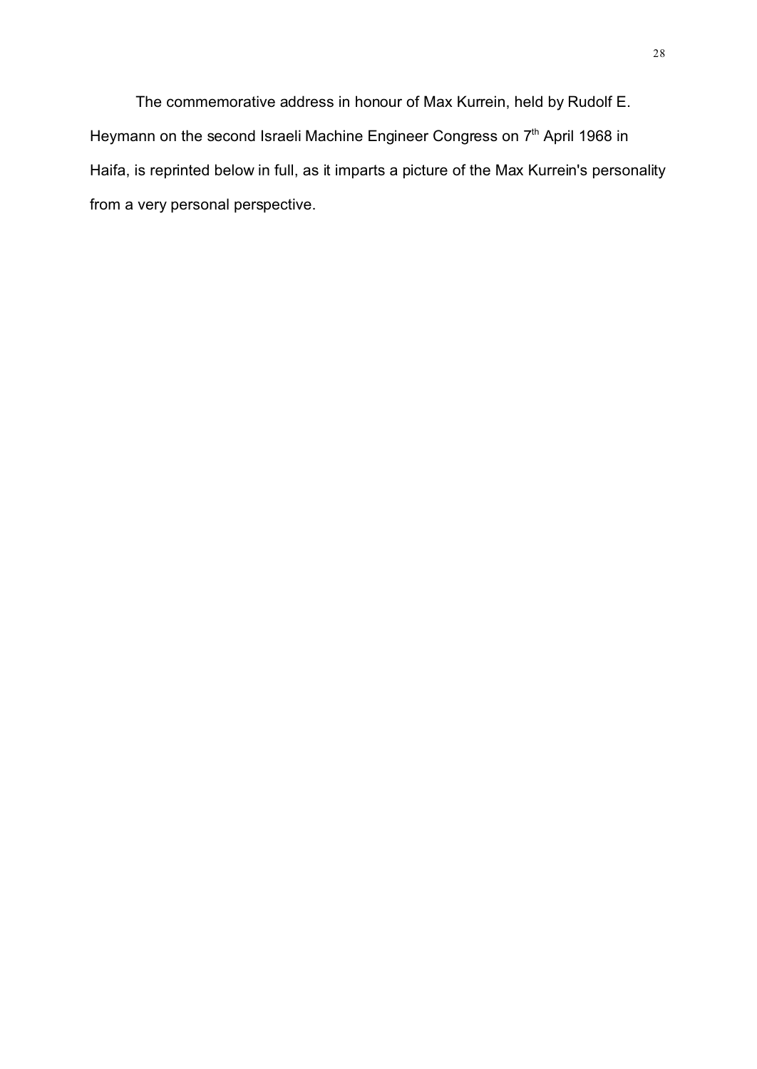The commemorative address in honour of Max Kurrein, held by Rudolf E. Heymann on the second Israeli Machine Engineer Congress on 7th April 1968 in Haifa, is reprinted below in full, as it imparts a picture of the Max Kurrein's personality from a very personal perspective.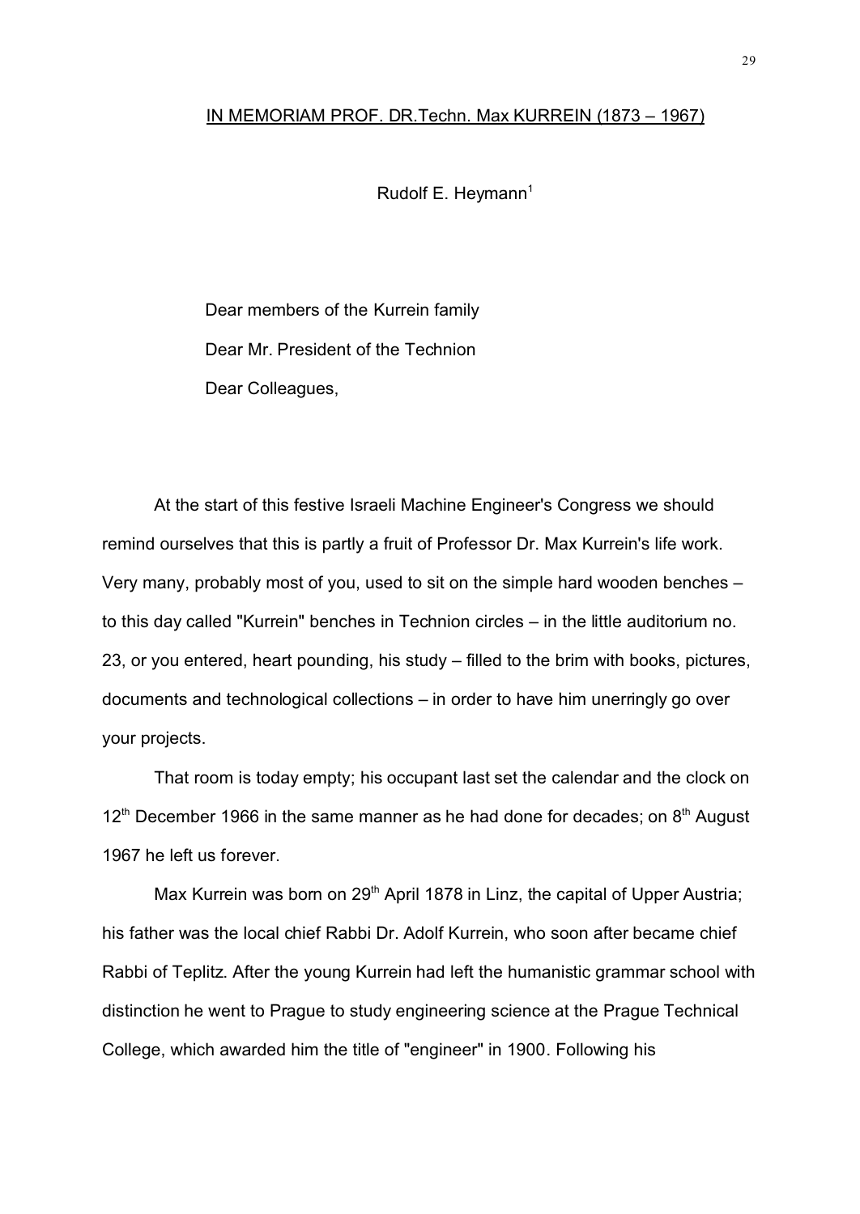## IN MEMORIAM PROF. DR.Techn. Max KURREIN (1873 – 1967)

Rudolf E. Heymann[1]

Dear members of the Kurrein family

Dear Mr. President of the Technion

Dear Colleagues,

At the start of this festive Israeli Machine Engineer's Congress we should remind ourselves that this is partly a fruit of Professor Dr. Max Kurrein's life work. Very many, probably most of you, used to sit on the simple hard wooden benches – to this day called "Kurrein" benches in Technion circles – in the little auditorium no. 23, or you entered, heart pounding, his study – filled to the brim with books, pictures, documents and technological collections – in order to have him unerringly go over your projects.

That room is today empty; his occupant last set the calendar and the clock on 12th December 1966 in the same manner as he had done for decades; on 8th August 1967 he left us forever.

Max Kurrein was born on 29th April 1878 in Linz, the capital of Upper Austria; his father was the local chief Rabbi Dr. Adolf Kurrein, who soon after became chief Rabbi of Teplitz. After the young Kurrein had left the humanistic grammar school with distinction he went to Prague to study engineering science at the Prague Technical College, which awarded him the title of "engineer" in 1900. Following his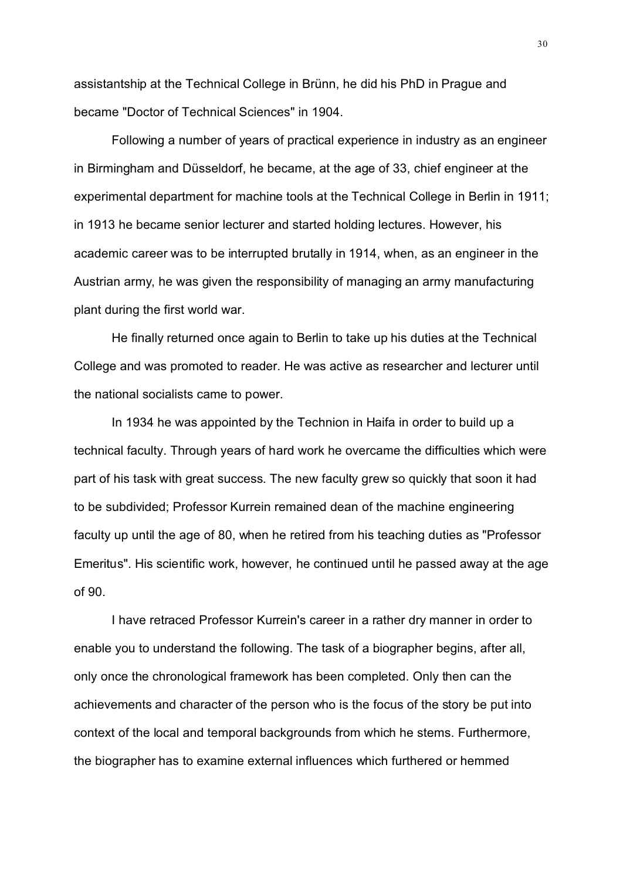assistantship at the Technical College in Brünn, he did his PhD in Prague and became "Doctor of Technical Sciences" in 1904.

Following a number of years of practical experience in industry as an engineer in Birmingham and Düsseldorf, he became, at the age of 33, chief engineer at the experimental department for machine tools at the Technical College in Berlin in 1911; in 1913 he became senior lecturer and started holding lectures. However, his academic career was to be interrupted brutally in 1914, when, as an engineer in the Austrian army, he was given the responsibility of managing an army manufacturing plant during the first world war.

He finally returned once again to Berlin to take up his duties at the Technical College and was promoted to reader. He was active as researcher and lecturer until the national socialists came to power.

In 1934 he was appointed by the Technion in Haifa in order to build up a technical faculty. Through years of hard work he overcame the difficulties which were part of his task with great success. The new faculty grew so quickly that soon it had to be subdivided; Professor Kurrein remained dean of the machine engineering faculty up until the age of 80, when he retired from his teaching duties as "Professor Emeritus". His scientific work, however, he continued until he passed away at the age of 90.

I have retraced Professor Kurrein's career in a rather dry manner in order to enable you to understand the following. The task of a biographer begins, after all, only once the chronological framework has been completed. Only then can the achievements and character of the person who is the focus of the story be put into context of the local and temporal backgrounds from which he stems. Furthermore, the biographer has to examine external influences which furthered or hemmed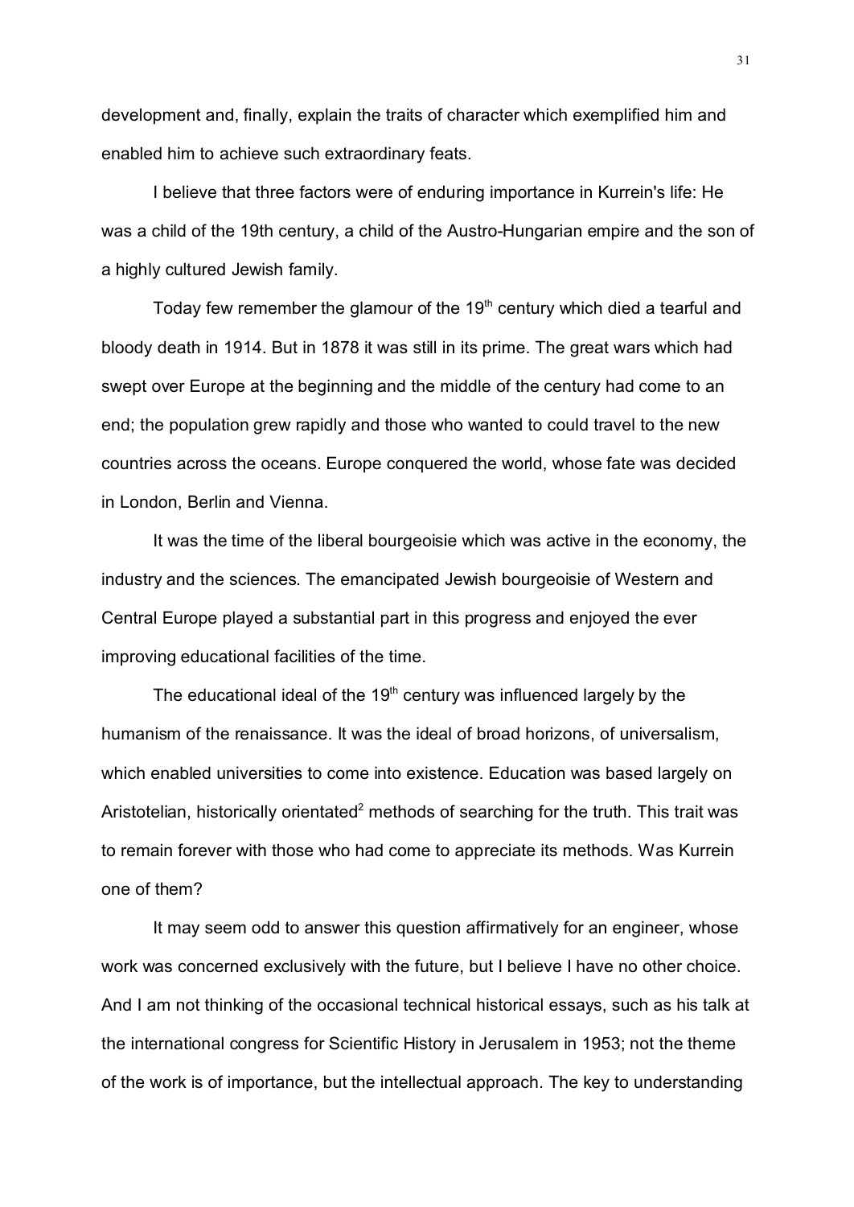development and, finally, explain the traits of character which exemplified him and enabled him to achieve such extraordinary feats.

I believe that three factors were of enduring importance in Kurrein's life: He was a child of the 19th century, a child of the Austro-Hungarian empire and the son of a highly cultured Jewish family.

Today few remember the glamour of the 19th century which died a tearful and bloody death in 1914. But in 1878 it was still in its prime. The great wars which had swept over Europe at the beginning and the middle of the century had come to an end; the population grew rapidly and those who wanted to could travel to the new countries across the oceans. Europe conquered the world, whose fate was decided in London, Berlin and Vienna.

It was the time of the liberal bourgeoisie which was active in the economy, the industry and the sciences. The emancipated Jewish bourgeoisie of Western and Central Europe played a substantial part in this progress and enjoyed the ever improving educational facilities of the time.

The educational ideal of the 19th century was influenced largely by the humanism of the renaissance. It was the ideal of broad horizons, of universalism, which enabled universities to come into existence. Education was based largely on Aristotelian, historically orientated[2] methods of searching for the truth. This trait was to remain forever with those who had come to appreciate its methods. Was Kurrein one of them?

It may seem odd to answer this question affirmatively for an engineer, whose work was concerned exclusively with the future, but I believe I have no other choice. And I am not thinking of the occasional technical historical essays, such as his talk at the international congress for Scientific History in Jerusalem in 1953; not the theme of the work is of importance, but the intellectual approach. The key to understanding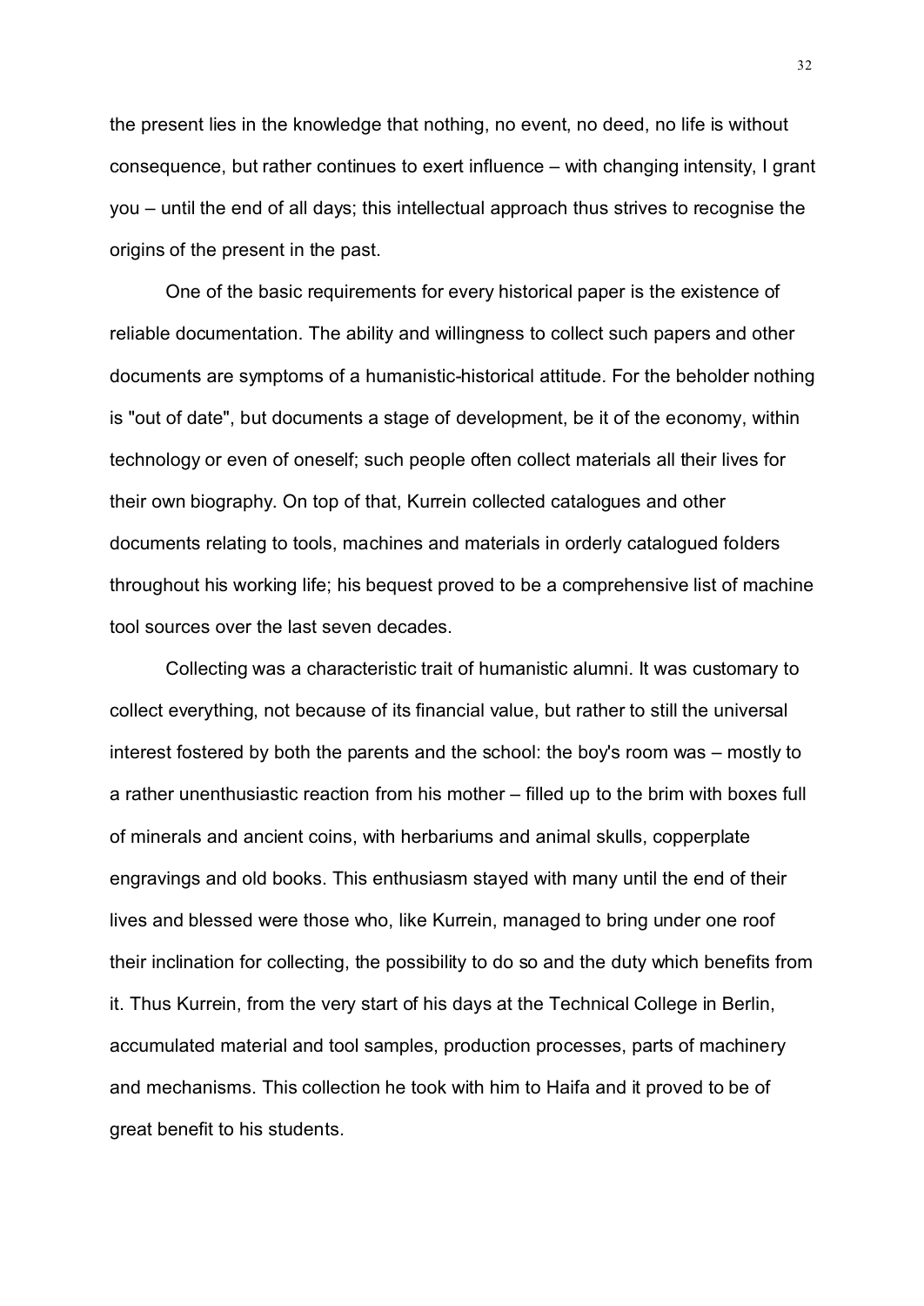the present lies in the knowledge that nothing, no event, no deed, no life is without consequence, but rather continues to exert influence – with changing intensity, I grant you – until the end of all days; this intellectual approach thus strives to recognise the origins of the present in the past.

One of the basic requirements for every historical paper is the existence of reliable documentation. The ability and willingness to collect such papers and other documents are symptoms of a humanistic-historical attitude. For the beholder nothing is "out of date", but documents a stage of development, be it of the economy, within technology or even of oneself; such people often collect materials all their lives for their own biography. On top of that, Kurrein collected catalogues and other documents relating to tools, machines and materials in orderly catalogued folders throughout his working life; his bequest proved to be a comprehensive list of machine tool sources over the last seven decades.

Collecting was a characteristic trait of humanistic alumni. It was customary to collect everything, not because of its financial value, but rather to still the universal interest fostered by both the parents and the school: the boy's room was – mostly to a rather unenthusiastic reaction from his mother – filled up to the brim with boxes full of minerals and ancient coins, with herbariums and animal skulls, copperplate engravings and old books. This enthusiasm stayed with many until the end of their lives and blessed were those who, like Kurrein, managed to bring under one roof their inclination for collecting, the possibility to do so and the duty which benefits from it. Thus Kurrein, from the very start of his days at the Technical College in Berlin, accumulated material and tool samples, production processes, parts of machinery and mechanisms. This collection he took with him to Haifa and it proved to be of great benefit to his students.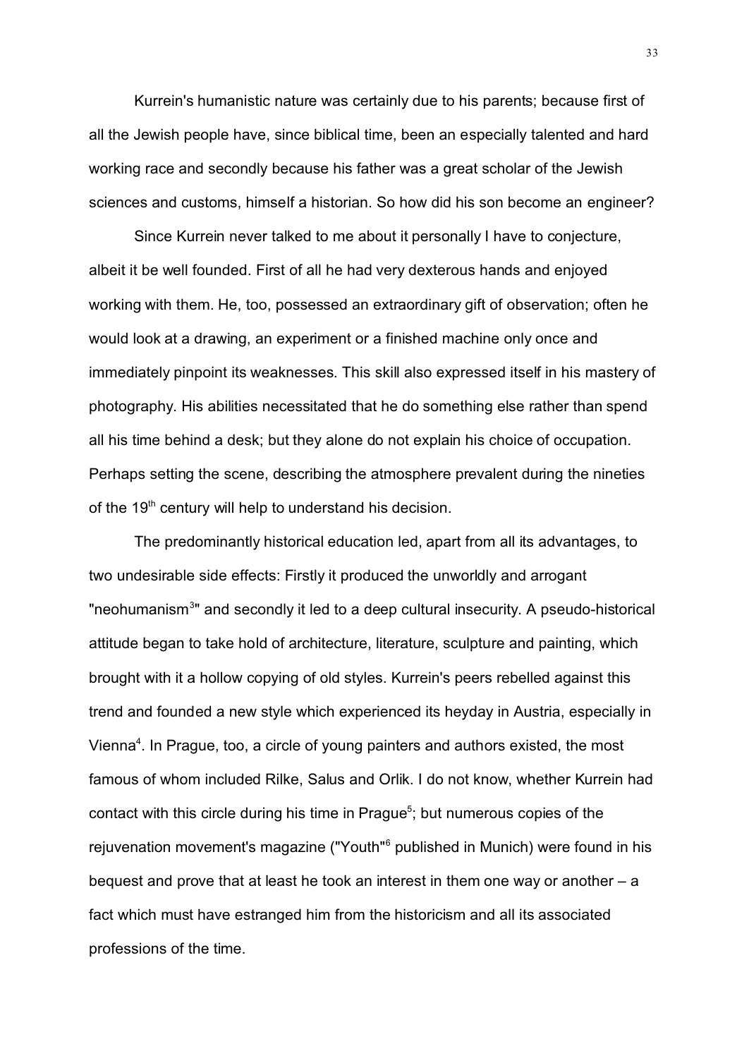Kurrein's humanistic nature was certainly due to his parents; because first of all the Jewish people have, since biblical time, been an especially talented and hard working race and secondly because his father was a great scholar of the Jewish sciences and customs, himself a historian. So how did his son become an engineer?

Since Kurrein never talked to me about it personally I have to conjecture, albeit it be well founded. First of all he had very dexterous hands and enjoyed working with them. He, too, possessed an extraordinary gift of observation; often he would look at a drawing, an experiment or a finished machine only once and immediately pinpoint its weaknesses. This skill also expressed itself in his mastery of photography. His abilities necessitated that he do something else rather than spend all his time behind a desk; but they alone do not explain his choice of occupation. Perhaps setting the scene, describing the atmosphere prevalent during the nineties of the 19th century will help to understand his decision.

The predominantly historical education led, apart from all its advantages, to two undesirable side effects: Firstly it produced the unworldly and arrogant "neohumanism[3]" and secondly it led to a deep cultural insecurity. A pseudo-historical attitude began to take hold of architecture, literature, sculpture and painting, which brought with it a hollow copying of old styles. Kurrein's peers rebelled against this trend and founded a new style which experienced its heyday in Austria, especially in Vienna[4]. In Prague, too, a circle of young painters and authors existed, the most famous of whom included Rilke, Salus and Orlik. I do not know, whether Kurrein had contact with this circle during his time in Prague[5]; but numerous copies of the rejuvenation movement's magazine ("Youth"[6] published in Munich) were found in his bequest and prove that at least he took an interest in them one way or another – a fact which must have estranged him from the historicism and all its associated professions of the time.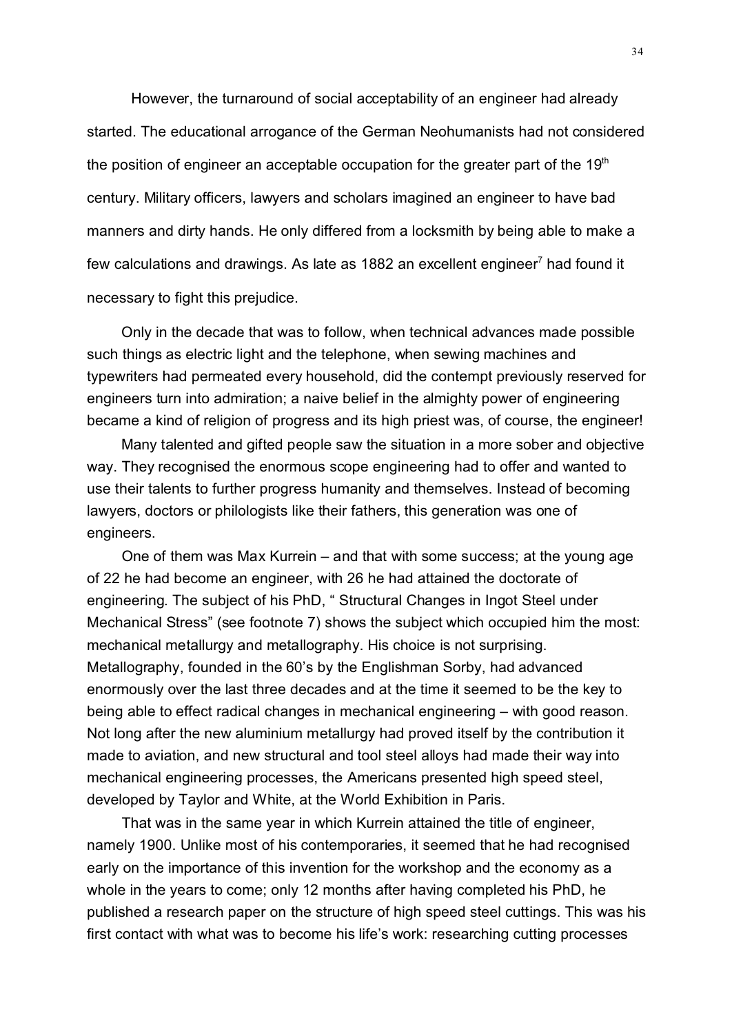However, the turnaround of social acceptability of an engineer had already started. The educational arrogance of the German Neohumanists had not considered the position of engineer an acceptable occupation for the greater part of the 19th century. Military officers, lawyers and scholars imagined an engineer to have bad manners and dirty hands. He only differed from a locksmith by being able to make a few calculations and drawings. As late as 1882 an excellent engineer[7] had found it necessary to fight this prejudice.

Only in the decade that was to follow, when technical advances made possible such things as electric light and the telephone, when sewing machines and typewriters had permeated every household, did the contempt previously reserved for engineers turn into admiration; a naive belief in the almighty power of engineering became a kind of religion of progress and its high priest was, of course, the engineer!

Many talented and gifted people saw the situation in a more sober and objective way. They recognised the enormous scope engineering had to offer and wanted to use their talents to further progress humanity and themselves. Instead of becoming lawyers, doctors or philologists like their fathers, this generation was one of engineers.

One of them was Max Kurrein – and that with some success; at the young age of 22 he had become an engineer, with 26 he had attained the doctorate of engineering. The subject of his PhD, " Structural Changes in Ingot Steel under Mechanical Stress" (see footnote 7) shows the subject which occupied him the most: mechanical metallurgy and metallography. His choice is not surprising. Metallography, founded in the 60's by the Englishman Sorby, had advanced enormously over the last three decades and at the time it seemed to be the key to being able to effect radical changes in mechanical engineering – with good reason. Not long after the new aluminium metallurgy had proved itself by the contribution it made to aviation, and new structural and tool steel alloys had made their way into mechanical engineering processes, the Americans presented high speed steel, developed by Taylor and White, at the World Exhibition in Paris.

That was in the same year in which Kurrein attained the title of engineer, namely 1900. Unlike most of his contemporaries, it seemed that he had recognised early on the importance of this invention for the workshop and the economy as a whole in the years to come; only 12 months after having completed his PhD, he published a research paper on the structure of high speed steel cuttings. This was his first contact with what was to become his life's work: researching cutting processes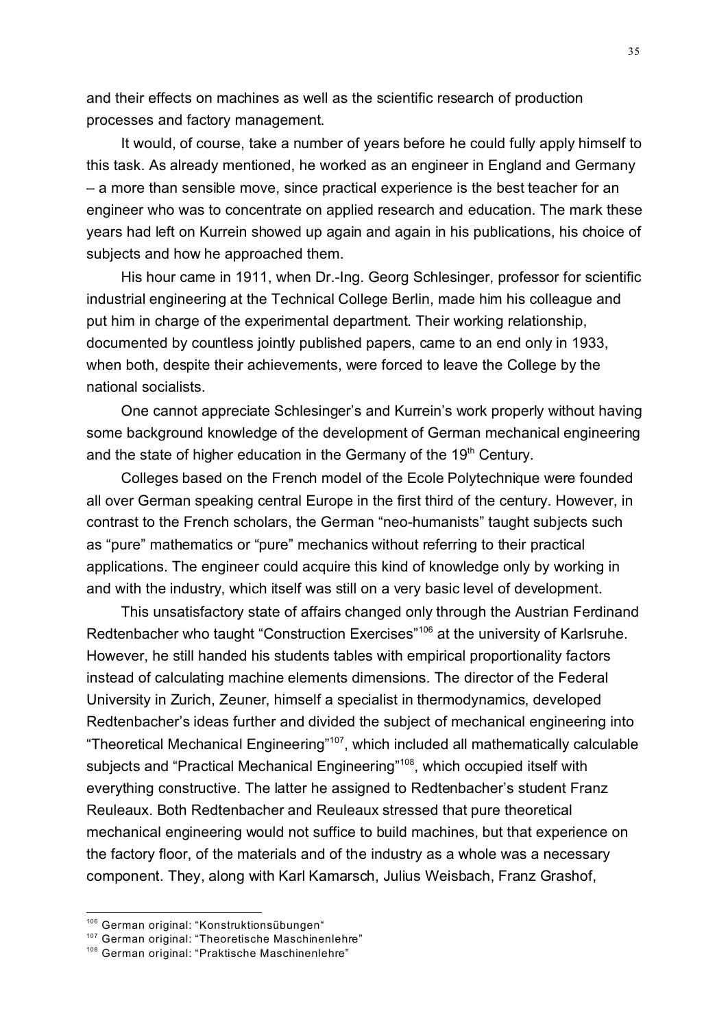and their effects on machines as well as the scientific research of production processes and factory management.

It would, of course, take a number of years before he could fully apply himself to this task. As already mentioned, he worked as an engineer in England and Germany – a more than sensible move, since practical experience is the best teacher for an engineer who was to concentrate on applied research and education. The mark these years had left on Kurrein showed up again and again in his publications, his choice of subjects and how he approached them.

His hour came in 1911, when Dr.-Ing. Georg Schlesinger, professor for scientific industrial engineering at the Technical College Berlin, made him his colleague and put him in charge of the experimental department. Their working relationship, documented by countless jointly published papers, came to an end only in 1933, when both, despite their achievements, were forced to leave the College by the national socialists.

One cannot appreciate Schlesinger's and Kurrein's work properly without having some background knowledge of the development of German mechanical engineering and the state of higher education in the Germany of the 19th Century.

Colleges based on the French model of the Ecole Polytechnique were founded all over German speaking central Europe in the first third of the century. However, in contrast to the French scholars, the German "neo-humanists" taught subjects such as "pure" mathematics or "pure" mechanics without referring to their practical applications. The engineer could acquire this kind of knowledge only by working in and with the industry, which itself was still on a very basic level of development.

This unsatisfactory state of affairs changed only through the Austrian Ferdinand Redtenbacher who taught "Construction Exercises"[106] at the university of Karlsruhe. However, he still handed his students tables with empirical proportionality factors instead of calculating machine elements dimensions. The director of the Federal University in Zurich, Zeuner, himself a specialist in thermodynamics, developed Redtenbacher's ideas further and divided the subject of mechanical engineering into "Theoretical Mechanical Engineering"[107], which included all mathematically calculable subjects and "Practical Mechanical Engineering"[108], which occupied itself with everything constructive. The latter he assigned to Redtenbacher's student Franz Reuleaux. Both Redtenbacher and Reuleaux stressed that pure theoretical mechanical engineering would not suffice to build machines, but that experience on the factory floor, of the materials and of the industry as a whole was a necessary component. They, along with Karl Kamarsch, Julius Weisbach, Franz Grashof,

---

[106] German original: "Konstruktionsübungen"

[107] German original: "Theoretische Maschinenlehre"

[108] German original: "Praktische Maschinenlehre"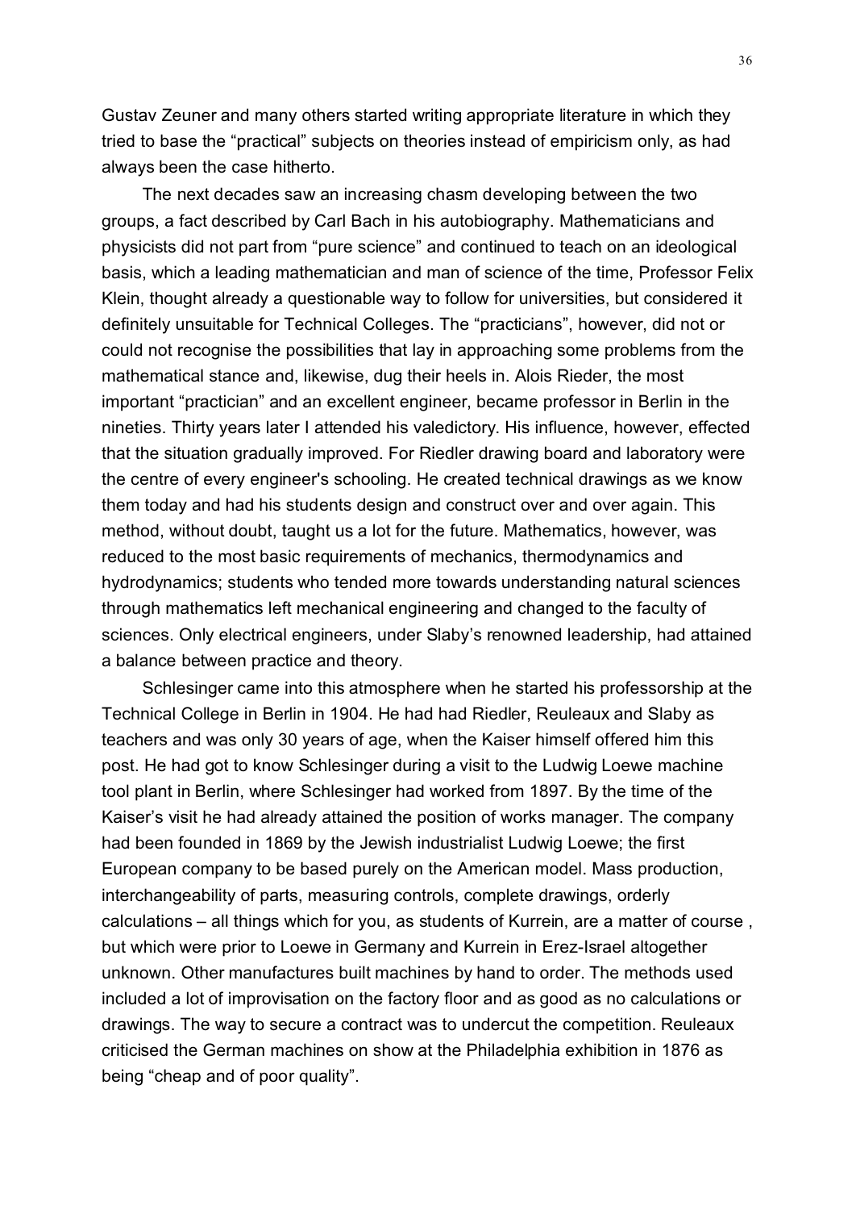Gustav Zeuner and many others started writing appropriate literature in which they tried to base the "practical" subjects on theories instead of empiricism only, as had always been the case hitherto.

The next decades saw an increasing chasm developing between the two groups, a fact described by Carl Bach in his autobiography. Mathematicians and physicists did not part from "pure science" and continued to teach on an ideological basis, which a leading mathematician and man of science of the time, Professor Felix Klein, thought already a questionable way to follow for universities, but considered it definitely unsuitable for Technical Colleges. The "practicians", however, did not or could not recognise the possibilities that lay in approaching some problems from the mathematical stance and, likewise, dug their heels in. Alois Rieder, the most important "practician" and an excellent engineer, became professor in Berlin in the nineties. Thirty years later I attended his valedictory. His influence, however, effected that the situation gradually improved. For Riedler drawing board and laboratory were the centre of every engineer's schooling. He created technical drawings as we know them today and had his students design and construct over and over again. This method, without doubt, taught us a lot for the future. Mathematics, however, was reduced to the most basic requirements of mechanics, thermodynamics and hydrodynamics; students who tended more towards understanding natural sciences through mathematics left mechanical engineering and changed to the faculty of sciences. Only electrical engineers, under Slaby's renowned leadership, had attained a balance between practice and theory.

Schlesinger came into this atmosphere when he started his professorship at the Technical College in Berlin in 1904. He had had Riedler, Reuleaux and Slaby as teachers and was only 30 years of age, when the Kaiser himself offered him this post. He had got to know Schlesinger during a visit to the Ludwig Loewe machine tool plant in Berlin, where Schlesinger had worked from 1897. By the time of the Kaiser's visit he had already attained the position of works manager. The company had been founded in 1869 by the Jewish industrialist Ludwig Loewe; the first European company to be based purely on the American model. Mass production, interchangeability of parts, measuring controls, complete drawings, orderly calculations – all things which for you, as students of Kurrein, are a matter of course , but which were prior to Loewe in Germany and Kurrein in Erez-Israel altogether unknown. Other manufactures built machines by hand to order. The methods used included a lot of improvisation on the factory floor and as good as no calculations or drawings. The way to secure a contract was to undercut the competition. Reuleaux criticised the German machines on show at the Philadelphia exhibition in 1876 as being "cheap and of poor quality".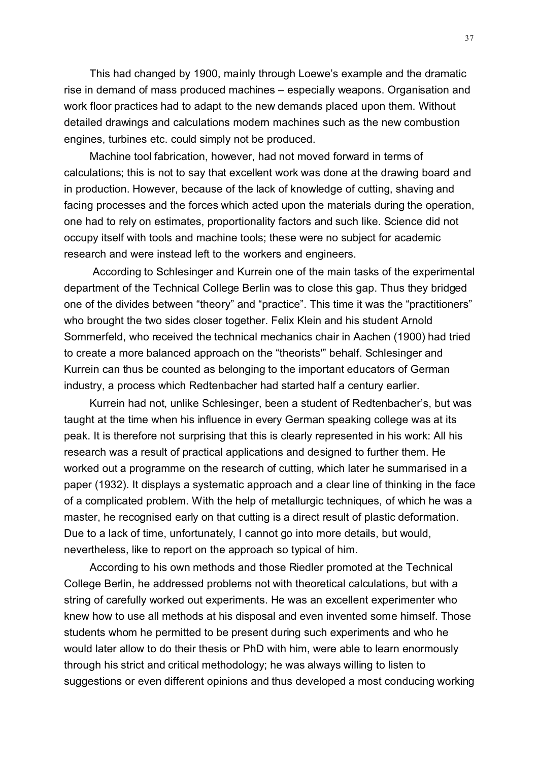This had changed by 1900, mainly through Loewe's example and the dramatic rise in demand of mass produced machines – especially weapons. Organisation and work floor practices had to adapt to the new demands placed upon them. Without detailed drawings and calculations modern machines such as the new combustion engines, turbines etc. could simply not be produced.

Machine tool fabrication, however, had not moved forward in terms of calculations; this is not to say that excellent work was done at the drawing board and in production. However, because of the lack of knowledge of cutting, shaving and facing processes and the forces which acted upon the materials during the operation, one had to rely on estimates, proportionality factors and such like. Science did not occupy itself with tools and machine tools; these were no subject for academic research and were instead left to the workers and engineers.

According to Schlesinger and Kurrein one of the main tasks of the experimental department of the Technical College Berlin was to close this gap. Thus they bridged one of the divides between "theory" and "practice". This time it was the "practitioners" who brought the two sides closer together. Felix Klein and his student Arnold Sommerfeld, who received the technical mechanics chair in Aachen (1900) had tried to create a more balanced approach on the "theorists'" behalf. Schlesinger and Kurrein can thus be counted as belonging to the important educators of German industry, a process which Redtenbacher had started half a century earlier.

Kurrein had not, unlike Schlesinger, been a student of Redtenbacher's, but was taught at the time when his influence in every German speaking college was at its peak. It is therefore not surprising that this is clearly represented in his work: All his research was a result of practical applications and designed to further them. He worked out a programme on the research of cutting, which later he summarised in a paper (1932). It displays a systematic approach and a clear line of thinking in the face of a complicated problem. With the help of metallurgic techniques, of which he was a master, he recognised early on that cutting is a direct result of plastic deformation. Due to a lack of time, unfortunately, I cannot go into more details, but would, nevertheless, like to report on the approach so typical of him.

According to his own methods and those Riedler promoted at the Technical College Berlin, he addressed problems not with theoretical calculations, but with a string of carefully worked out experiments. He was an excellent experimenter who knew how to use all methods at his disposal and even invented some himself. Those students whom he permitted to be present during such experiments and who he would later allow to do their thesis or PhD with him, were able to learn enormously through his strict and critical methodology; he was always willing to listen to suggestions or even different opinions and thus developed a most conducing working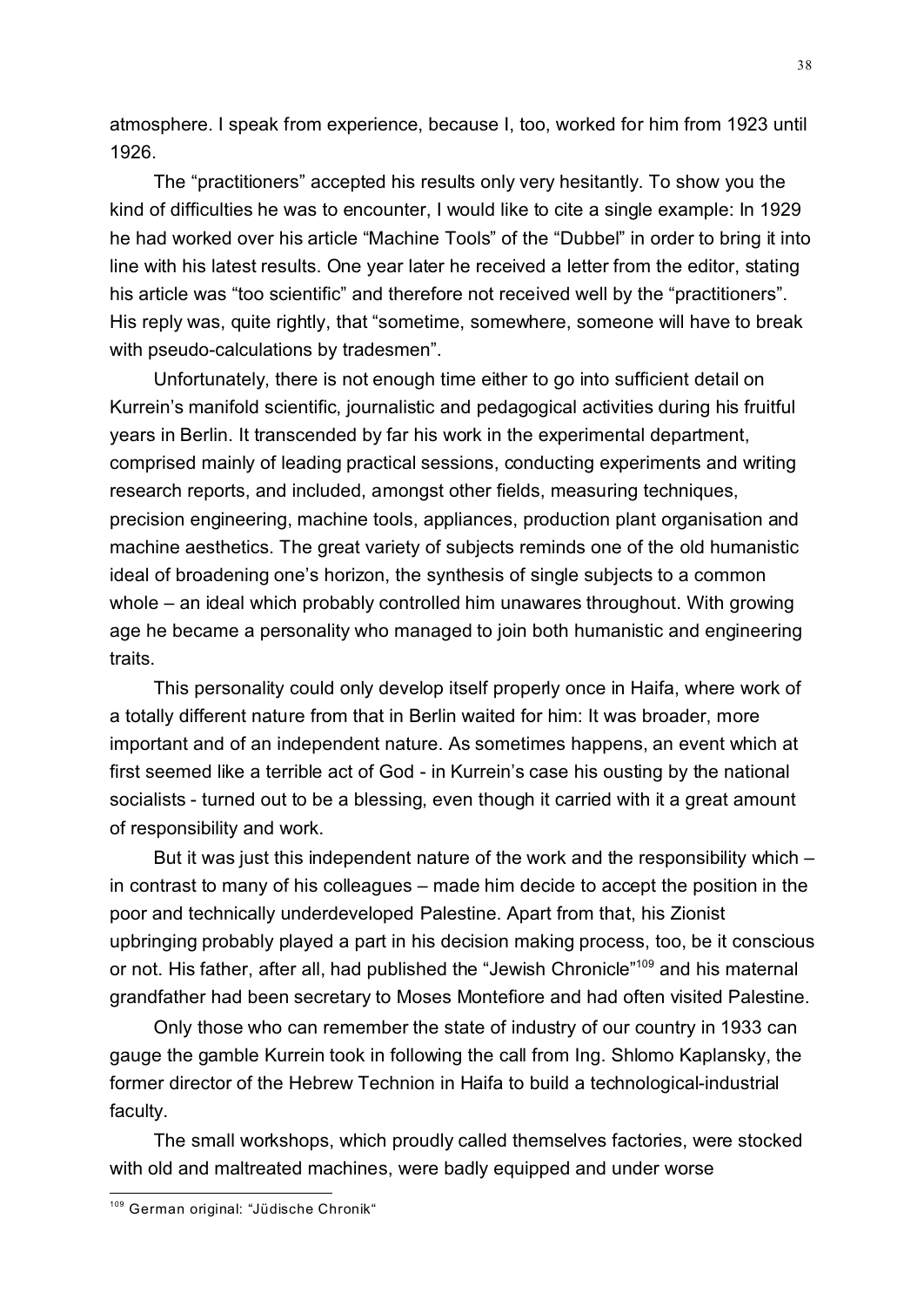atmosphere. I speak from experience, because I, too, worked for him from 1923 until 1926.

The "practitioners" accepted his results only very hesitantly. To show you the kind of difficulties he was to encounter, I would like to cite a single example: In 1929 he had worked over his article "Machine Tools" of the "Dubbel" in order to bring it into line with his latest results. One year later he received a letter from the editor, stating his article was "too scientific" and therefore not received well by the "practitioners". His reply was, quite rightly, that "sometime, somewhere, someone will have to break with pseudo-calculations by tradesmen".

Unfortunately, there is not enough time either to go into sufficient detail on Kurrein's manifold scientific, journalistic and pedagogical activities during his fruitful years in Berlin. It transcended by far his work in the experimental department, comprised mainly of leading practical sessions, conducting experiments and writing research reports, and included, amongst other fields, measuring techniques, precision engineering, machine tools, appliances, production plant organisation and machine aesthetics. The great variety of subjects reminds one of the old humanistic ideal of broadening one's horizon, the synthesis of single subjects to a common whole – an ideal which probably controlled him unawares throughout. With growing age he became a personality who managed to join both humanistic and engineering traits.

This personality could only develop itself properly once in Haifa, where work of a totally different nature from that in Berlin waited for him: It was broader, more important and of an independent nature. As sometimes happens, an event which at first seemed like a terrible act of God - in Kurrein's case his ousting by the national socialists - turned out to be a blessing, even though it carried with it a great amount of responsibility and work.

But it was just this independent nature of the work and the responsibility which – in contrast to many of his colleagues – made him decide to accept the position in the poor and technically underdeveloped Palestine. Apart from that, his Zionist upbringing probably played a part in his decision making process, too, be it conscious or not. His father, after all, had published the "Jewish Chronicle"[109] and his maternal grandfather had been secretary to Moses Montefiore and had often visited Palestine.

Only those who can remember the state of industry of our country in 1933 can gauge the gamble Kurrein took in following the call from Ing. Shlomo Kaplansky, the former director of the Hebrew Technion in Haifa to build a technological-industrial faculty.

The small workshops, which proudly called themselves factories, were stocked with old and maltreated machines, were badly equipped and under worse

---

[109] German original: "Jüdische Chronik"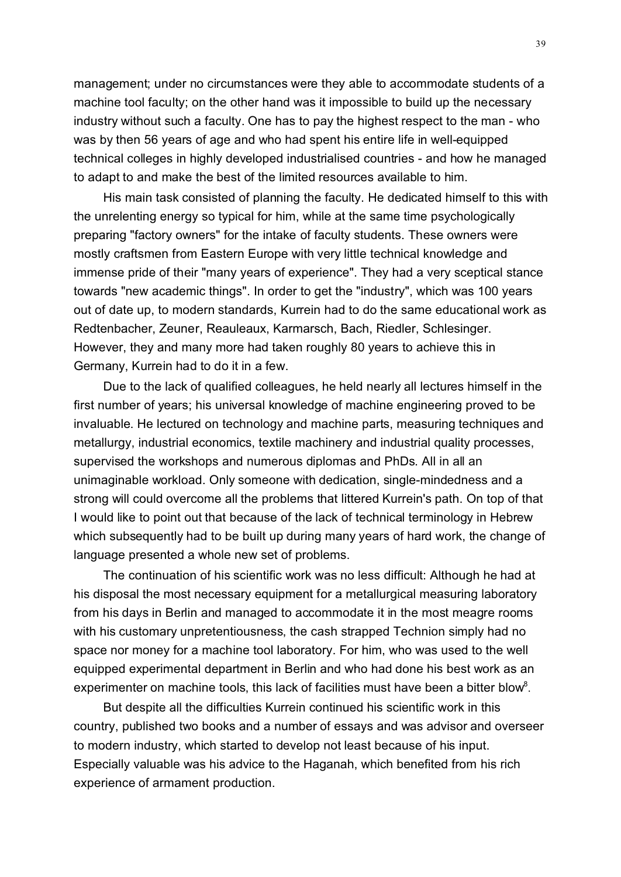management; under no circumstances were they able to accommodate students of a machine tool faculty; on the other hand was it impossible to build up the necessary industry without such a faculty. One has to pay the highest respect to the man - who was by then 56 years of age and who had spent his entire life in well-equipped technical colleges in highly developed industrialised countries - and how he managed to adapt to and make the best of the limited resources available to him.

His main task consisted of planning the faculty. He dedicated himself to this with the unrelenting energy so typical for him, while at the same time psychologically preparing "factory owners" for the intake of faculty students. These owners were mostly craftsmen from Eastern Europe with very little technical knowledge and immense pride of their "many years of experience". They had a very sceptical stance towards "new academic things". In order to get the "industry", which was 100 years out of date up, to modern standards, Kurrein had to do the same educational work as Redtenbacher, Zeuner, Reauleaux, Karmarsch, Bach, Riedler, Schlesinger. However, they and many more had taken roughly 80 years to achieve this in Germany, Kurrein had to do it in a few.

Due to the lack of qualified colleagues, he held nearly all lectures himself in the first number of years; his universal knowledge of machine engineering proved to be invaluable. He lectured on technology and machine parts, measuring techniques and metallurgy, industrial economics, textile machinery and industrial quality processes, supervised the workshops and numerous diplomas and PhDs. All in all an unimaginable workload. Only someone with dedication, single-mindedness and a strong will could overcome all the problems that littered Kurrein's path. On top of that I would like to point out that because of the lack of technical terminology in Hebrew which subsequently had to be built up during many years of hard work, the change of language presented a whole new set of problems.

The continuation of his scientific work was no less difficult: Although he had at his disposal the most necessary equipment for a metallurgical measuring laboratory from his days in Berlin and managed to accommodate it in the most meagre rooms with his customary unpretentiousness, the cash strapped Technion simply had no space nor money for a machine tool laboratory. For him, who was used to the well equipped experimental department in Berlin and who had done his best work as an experimenter on machine tools, this lack of facilities must have been a bitter blow[8].

But despite all the difficulties Kurrein continued his scientific work in this country, published two books and a number of essays and was advisor and overseer to modern industry, which started to develop not least because of his input. Especially valuable was his advice to the Haganah, which benefited from his rich experience of armament production.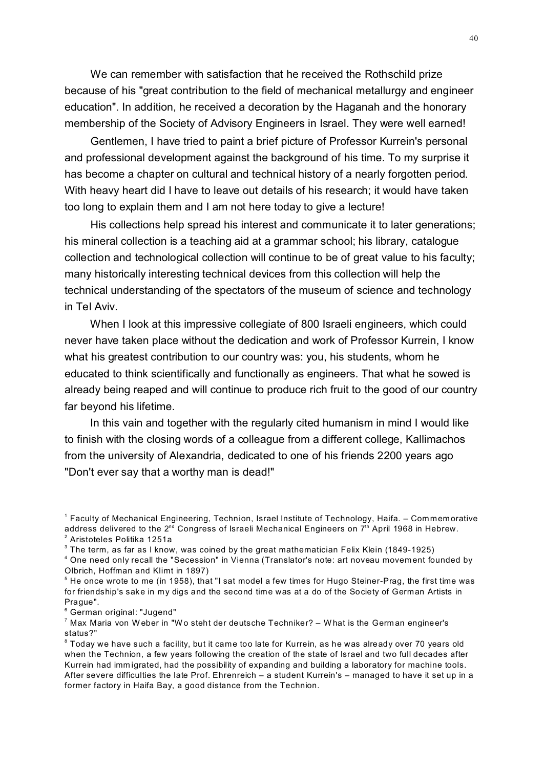We can remember with satisfaction that he received the Rothschild prize because of his "great contribution to the field of mechanical metallurgy and engineer education". In addition, he received a decoration by the Haganah and the honorary membership of the Society of Advisory Engineers in Israel. They were well earned!

Gentlemen, I have tried to paint a brief picture of Professor Kurrein's personal and professional development against the background of his time. To my surprise it has become a chapter on cultural and technical history of a nearly forgotten period. With heavy heart did I have to leave out details of his research; it would have taken too long to explain them and I am not here today to give a lecture!

His collections help spread his interest and communicate it to later generations; his mineral collection is a teaching aid at a grammar school; his library, catalogue collection and technological collection will continue to be of great value to his faculty; many historically interesting technical devices from this collection will help the technical understanding of the spectators of the museum of science and technology in Tel Aviv.

When I look at this impressive collegiate of 800 Israeli engineers, which could never have taken place without the dedication and work of Professor Kurrein, I know what his greatest contribution to our country was: you, his students, whom he educated to think scientifically and functionally as engineers. That what he sowed is already being reaped and will continue to produce rich fruit to the good of our country far beyond his lifetime.

In this vain and together with the regularly cited humanism in mind I would like to finish with the closing words of a colleague from a different college, Kallimachos from the university of Alexandria, dedicated to one of his friends 2200 years ago "Don't ever say that a worthy man is dead!"

---

[1] Faculty of Mechanical Engineering, Technion, Israel Institute of Technology, Haifa. – Commemorative address delivered to the 2nd Congress of Israeli Mechanical Engineers on 7th April 1968 in Hebrew.

[2] Aristoteles Politika 1251a

[3] The term, as far as I know, was coined by the great mathematician Felix Klein (1849-1925)

[4] One need only recall the "Secession" in Vienna (Translator's note: art noveau movement founded by Olbrich, Hoffman and Klimt in 1897)

[5] He once wrote to me (in 1958), that "I sat model a few times for Hugo Steiner-Prag, the first time was for friendship's sake in my digs and the second time was at a do of the Society of German Artists in Prague".

[6] German original: "Jugend"

[7] Max Maria von Weber in "Wo steht der deutsche Techniker? – What is the German engineer's status?"

[8] Today we have such a facility, but it came too late for Kurrein, as he was already over 70 years old when the Technion, a few years following the creation of the state of Israel and two full decades after Kurrein had immigrated, had the possibility of expanding and building a laboratory for machine tools. After severe difficulties the late Prof. Ehrenreich – a student Kurrein's – managed to have it set up in a former factory in Haifa Bay, a good distance from the Technion.